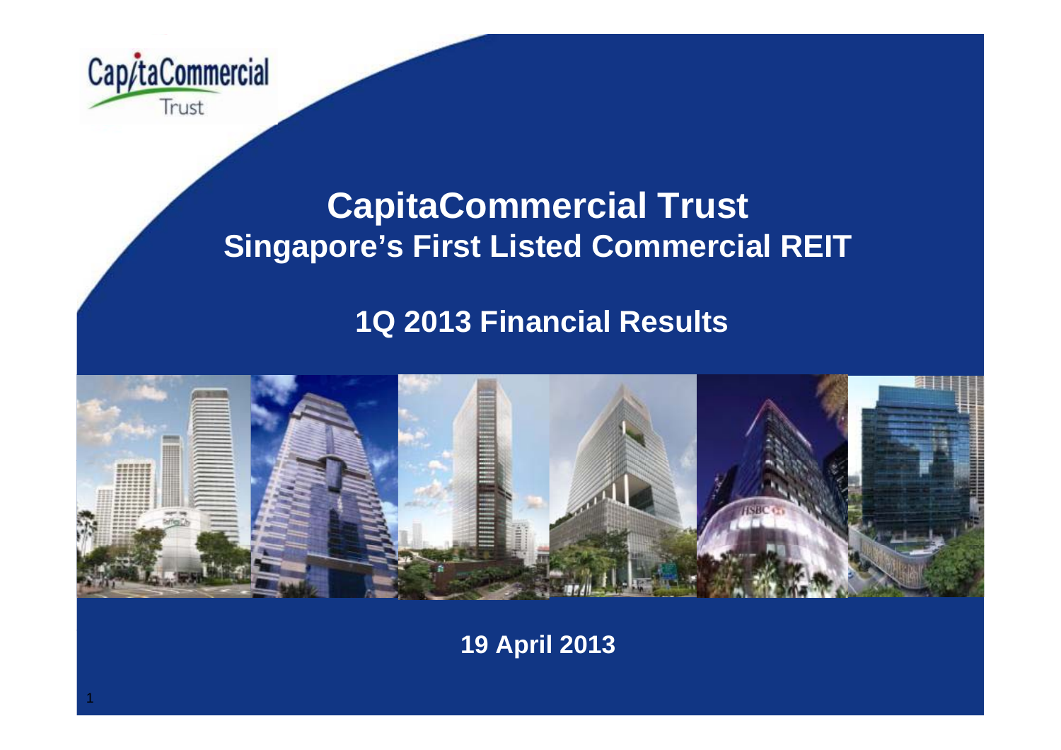# CapitaCommercial Trust

## Singapore's First Listed Commercial REIT

## 1Q 2013 Financial Results

**19 April 2013**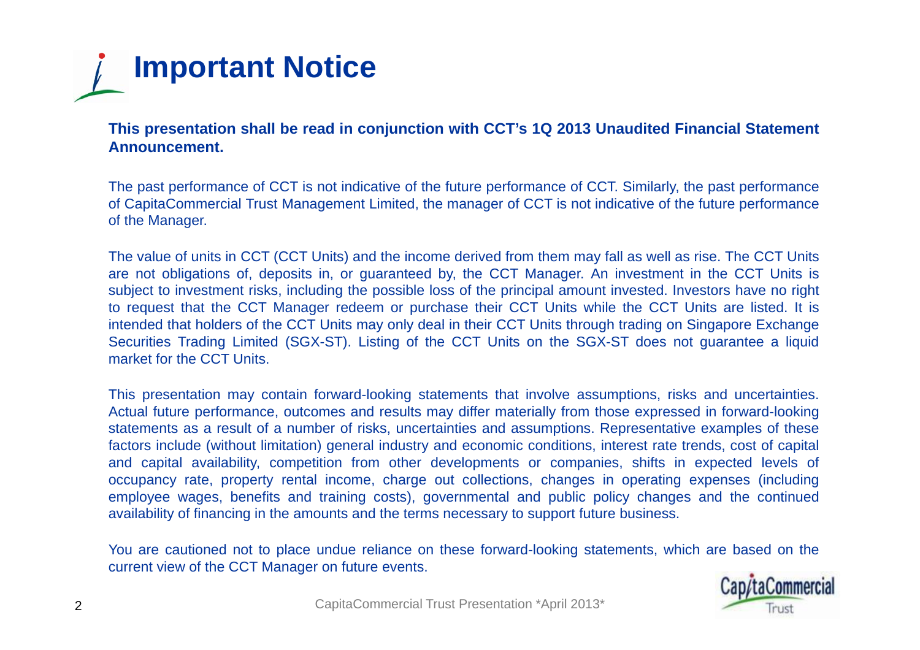# Important Notice

**This presentation shall be read in conjunction with CCT's 1Q 2013 Unaudited Financial Statement Announcement.**

The past performance of CCT is not indicative of the future performance of CCT. Similarly, the past performance of CapitaCommercial Trust Management Limited, the manager of CCT is not indicative of the future performance of the Manager.

The value of units in CCT (CCT Units) and the income derived from them may fall as well as rise. The CCT Units are not obligations of, deposits in, or guaranteed by, the CCT Manager. An investment in the CCT Units is subject to investment risks, including the possible loss of the principal amount invested. Investors have no right to request that the CCT Manager redeem or purchase their CCT Units while the CCT Units are listed. It is intended that holders of the CCT Units may only deal in their CCT Units through trading on Singapore Exchange Securities Trading Limited (SGX-ST). Listing of the CCT Units on the SGX-ST does not guarantee a liquid market for the CCT Units.

This presentation may contain forward-looking statements that involve assumptions, risks and uncertainties. Actual future performance, outcomes and results may differ materially from those expressed in forward-looking statements as a result of a number of risks, uncertainties and assumptions. Representative examples of these factors include (without limitation) general industry and economic conditions, interest rate trends, cost of capital and capital availability, competition from other developments or companies, shifts in expected levels of occupancy rate, property rental income, charge out collections, changes in operating expenses (including employee wages, benefits and training costs), governmental and public policy changes and the continued availability of financing in the amounts and the terms necessary to support future business.

You are cautioned not to place undue reliance on these forward-looking statements, which are based on the current view of the CCT Manager on future events.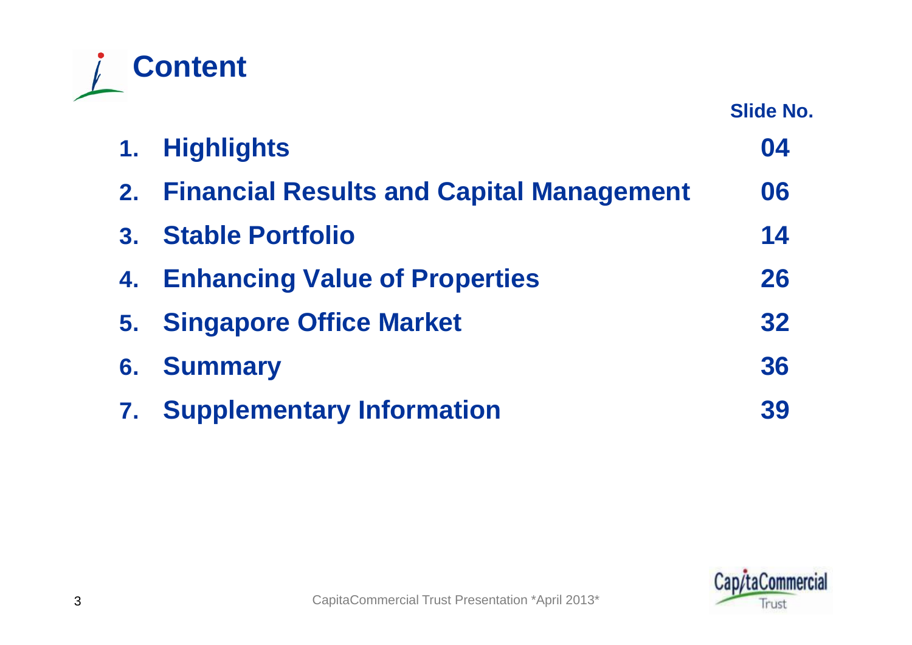# Content

| | | Slide No. |
|---|---|---|
| 1. | Highlights | 04 |
| 2. | Financial Results and Capital Management | 06 |
| 3. | Stable Portfolio | 14 |
| 4. | Enhancing Value of Properties | 26 |
| 5. | Singapore Office Market | 32 |
| 6. | Summary | 36 |
| 7. | Supplementary Information | 39 |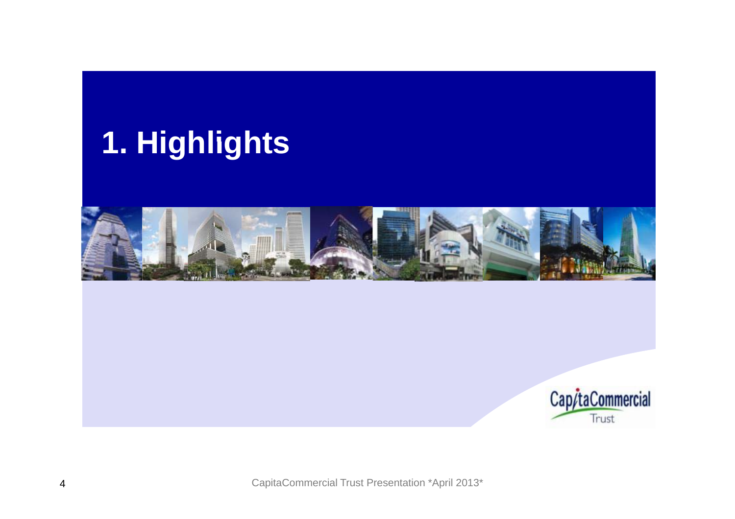# 1. Highlights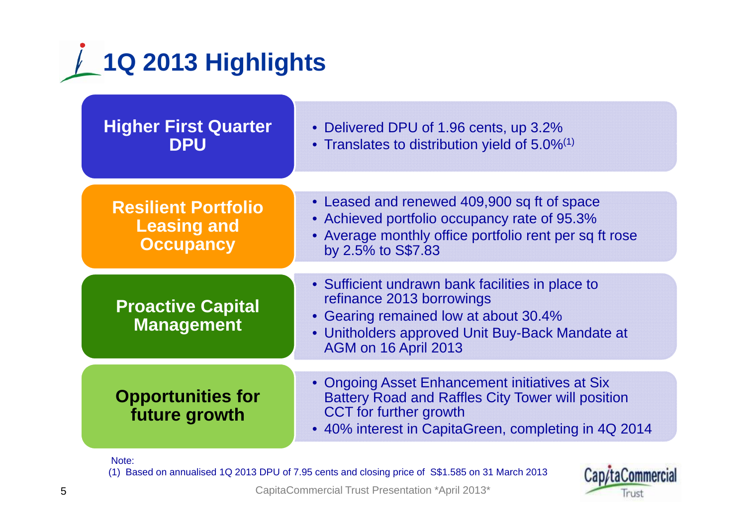# 1Q 2013 Highlights

## Higher First Quarter DPU

- Delivered DPU of 1.96 cents, up 3.2%
- Translates to distribution yield of 5.0%[1]

## Resilient Portfolio Leasing and Occupancy

- Leased and renewed 409,900 sq ft of space
- Achieved portfolio occupancy rate of 95.3%
- Average monthly office portfolio rent per sq ft rose by 2.5% to S$7.83

## Proactive Capital Management

- Sufficient undrawn bank facilities in place to refinance 2013 borrowings
- Gearing remained low at about 30.4%
- Unitholders approved Unit Buy-Back Mandate at AGM on 16 April 2013

## Opportunities for future growth

- Ongoing Asset Enhancement initiatives at Six Battery Road and Raffles City Tower will position CCT for further growth
- 40% interest in CapitaGreen, completing in 4Q 2014

Note:
(1) Based on annualised 1Q 2013 DPU of 7.95 cents and closing price of S$1.585 on 31 March 2013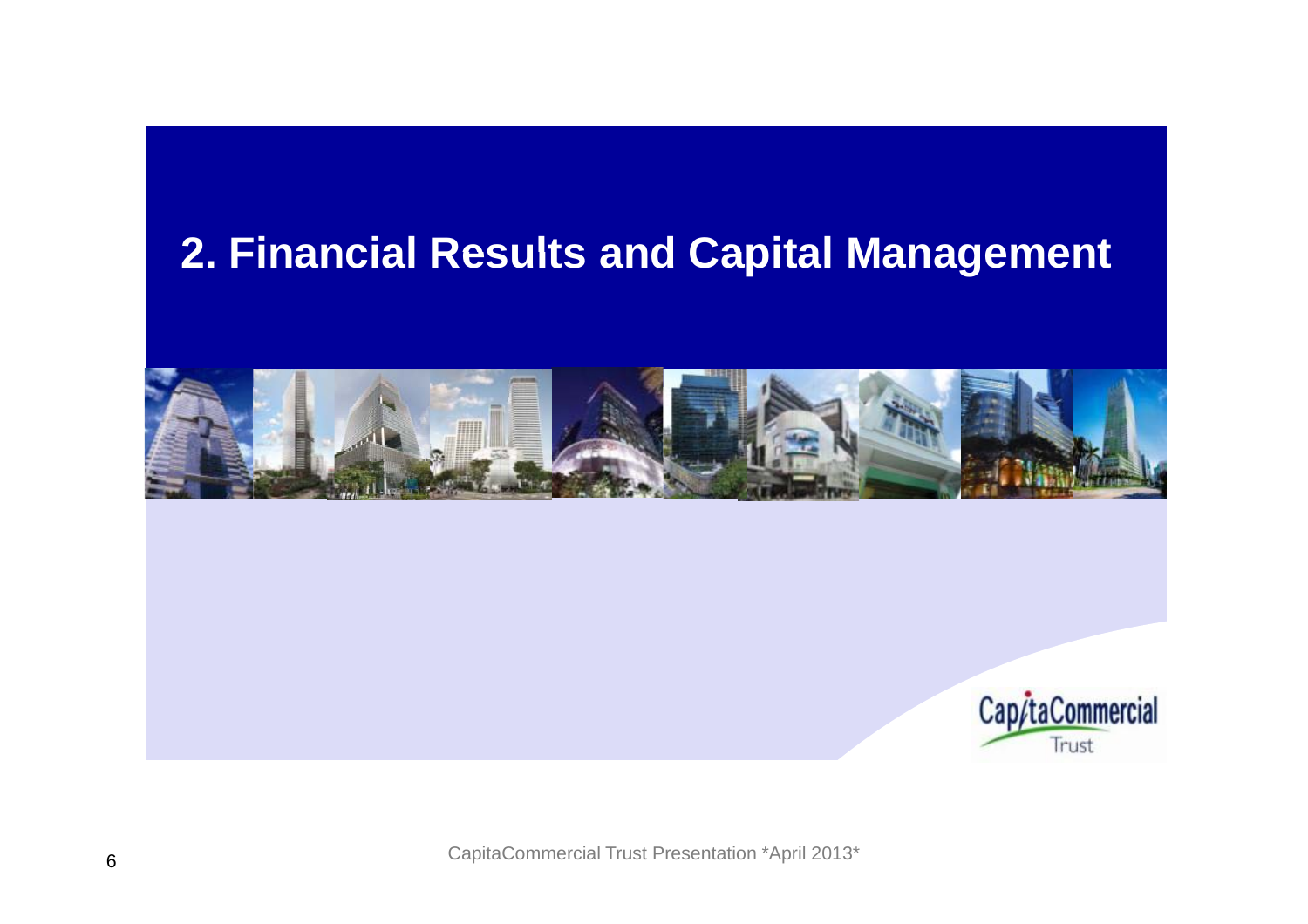# 2. Financial Results and Capital Management

CapitaCommercial Trust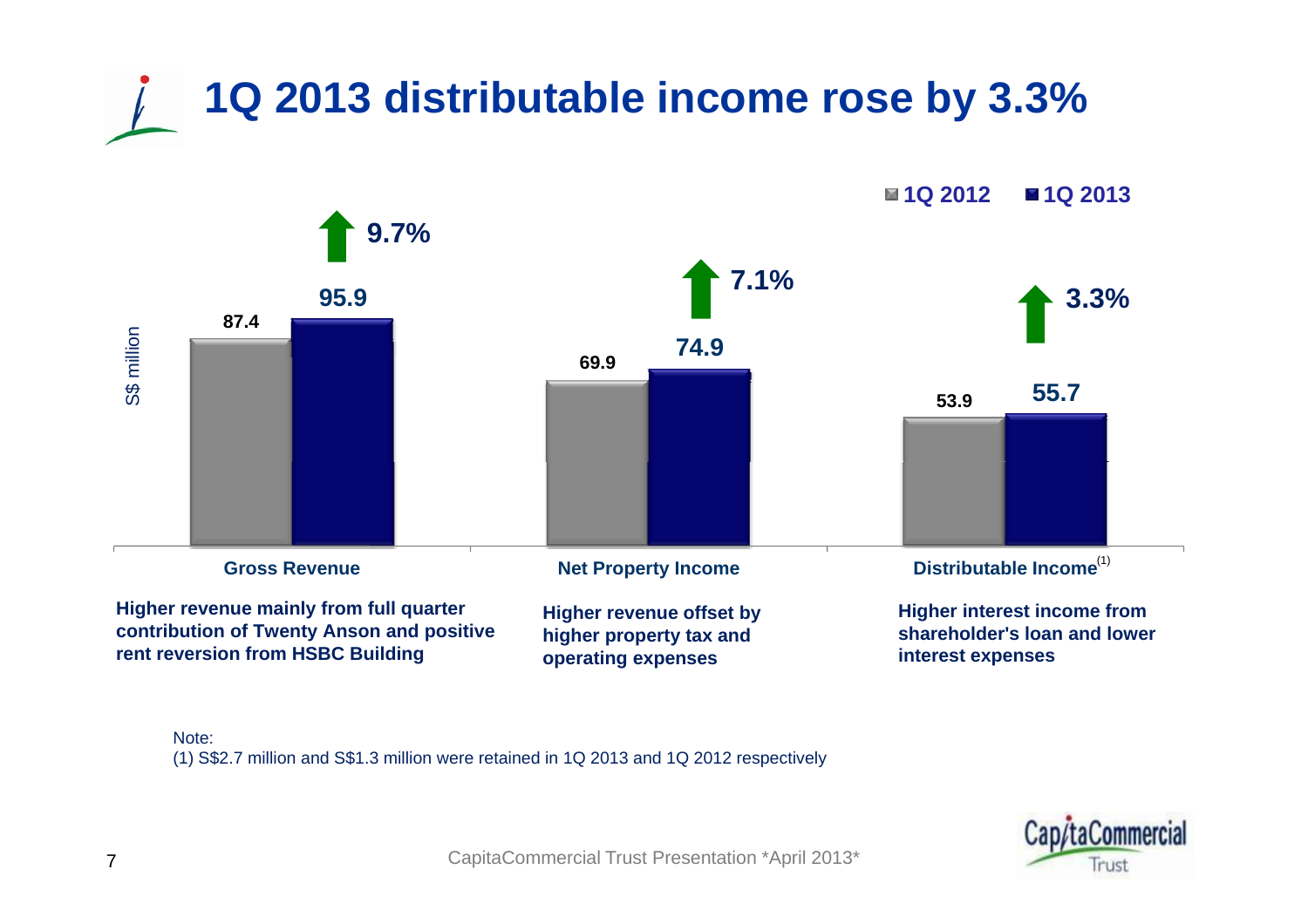# 1Q 2013 distributable income rose by 3.3%

S$ million

| | 1Q 2012 | 1Q 2013 | Change |
|---|---|---|---|
| Gross Revenue | 87.4 | 95.9 | ↑ 9.7% |
| Net Property Income | 69.9 | 74.9 | ↑ 7.1% |
| Distributable Income[1] | 53.9 | 55.7 | ↑ 3.3% |

**Gross Revenue:** Higher revenue mainly from full quarter contribution of Twenty Anson and positive rent reversion from HSBC Building

**Net Property Income:** Higher revenue offset by higher property tax and operating expenses

**Distributable Income:** Higher interest income from shareholder's loan and lower interest expenses

Note:
(1) S$2.7 million and S$1.3 million were retained in 1Q 2013 and 1Q 2012 respectively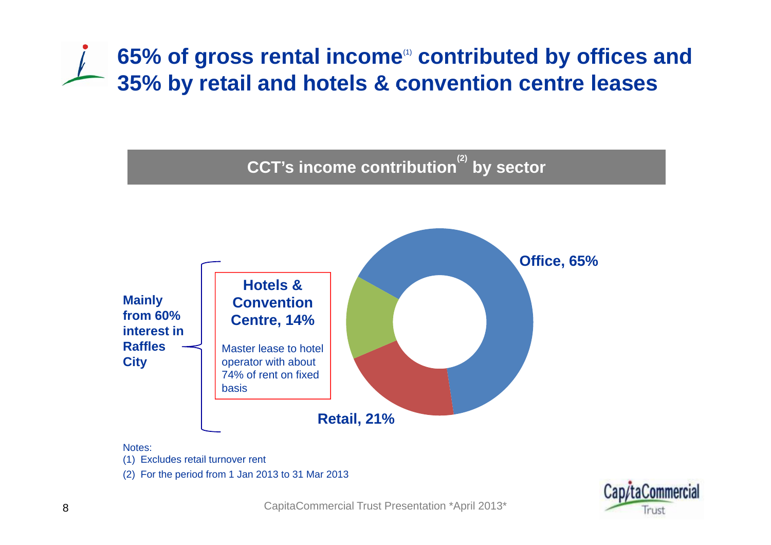# 65% of gross rental income[1] contributed by offices and 35% by retail and hotels & convention centre leases

## CCT's income contribution[2] by sector

Office, 65%

Retail, 21%

**Hotels & Convention Centre, 14%**

Master lease to hotel operator with about 74% of rent on fixed basis

**Mainly from 60% interest in Raffles City**

Notes:

(1) Excludes retail turnover rent

(2) For the period from 1 Jan 2013 to 31 Mar 2013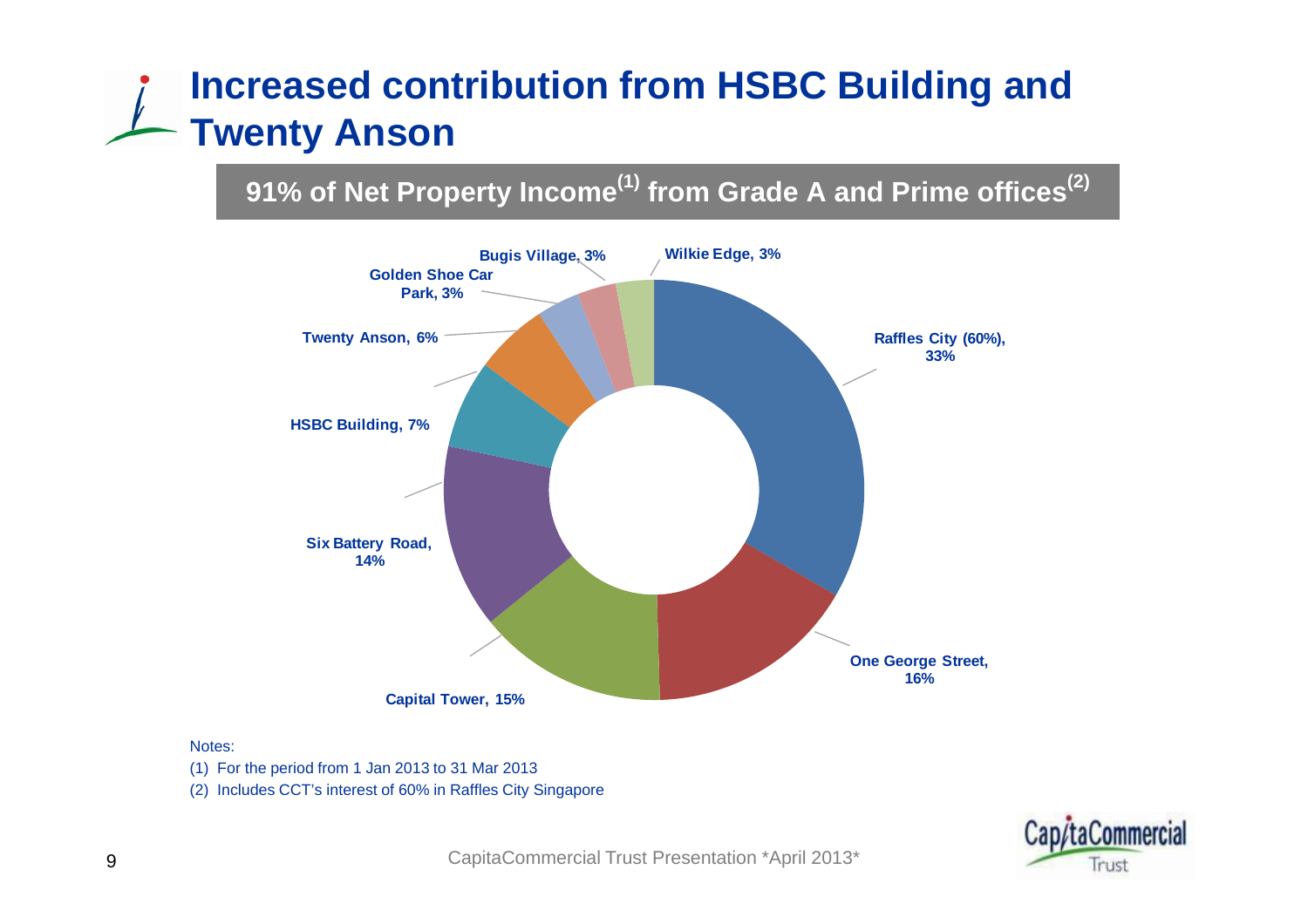# Increased contribution from HSBC Building and Twenty Anson

**91% of Net Property Income[(1)] from Grade A and Prime offices[(2)]**

| Property | Contribution |
|---|---|
| Raffles City (60%) | 33% |
| One George Street | 16% |
| Capital Tower | 15% |
| Six Battery Road | 14% |
| HSBC Building | 7% |
| Twenty Anson | 6% |
| Golden Shoe Car Park | 3% |
| Bugis Village | 3% |
| Wilkie Edge | 3% |

Notes:

(1) For the period from 1 Jan 2013 to 31 Mar 2013

(2) Includes CCT's interest of 60% in Raffles City Singapore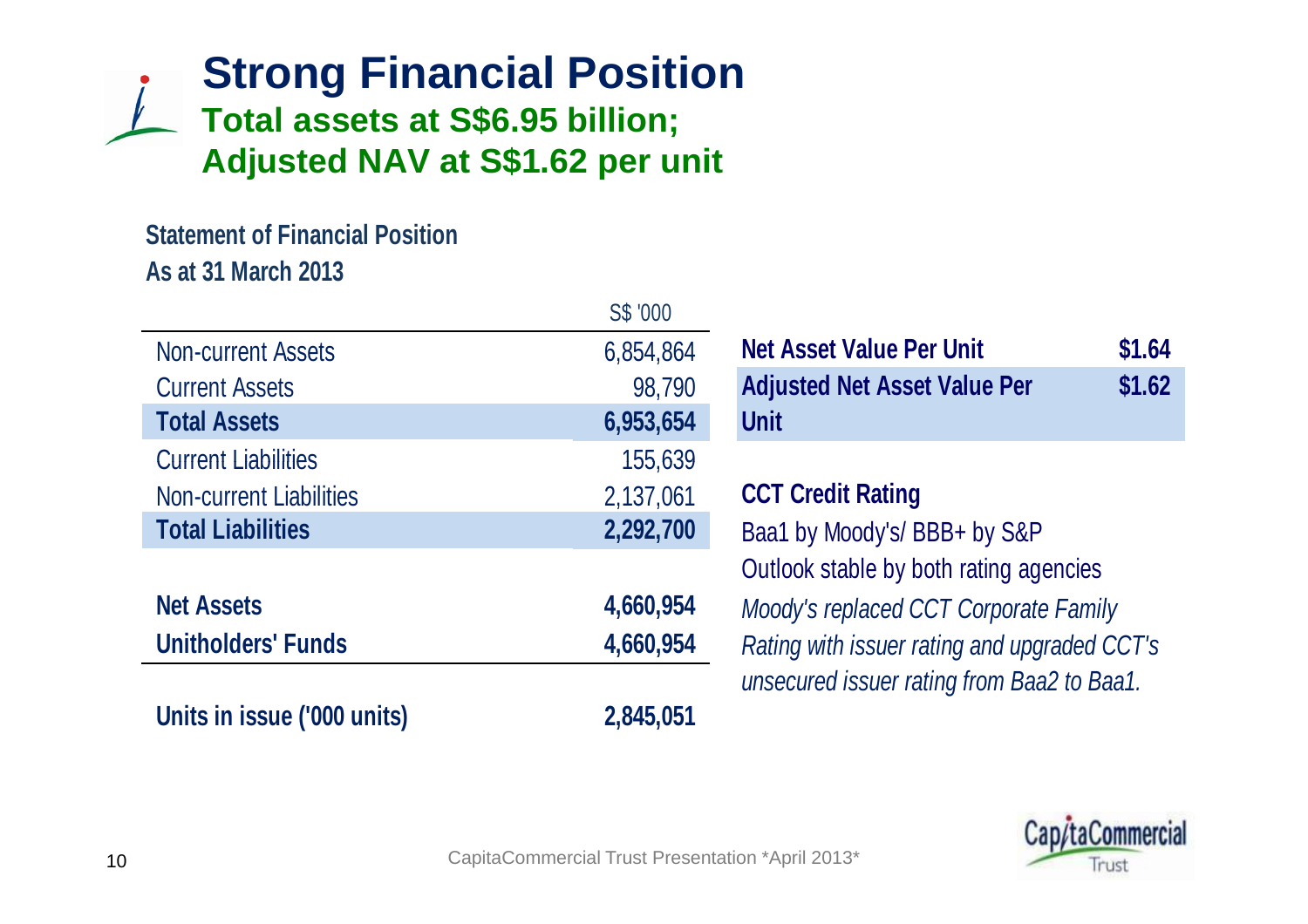# Strong Financial Position

## Total assets at S$6.95 billion; Adjusted NAV at S$1.62 per unit

**Statement of Financial Position**
**As at 31 March 2013**

| | S$ '000 |
|---|---|
| Non-current Assets | 6,854,864 |
| Current Assets | 98,790 |
| **Total Assets** | **6,953,654** |
| Current Liabilities | 155,639 |
| Non-current Liabilities | 2,137,061 |
| **Total Liabilities** | **2,292,700** |
| | |
| **Net Assets** | **4,660,954** |
| **Unitholders' Funds** | **4,660,954** |
| | |
| **Units in issue ('000 units)** | **2,845,051** |

| | |
|---|---|
| **Net Asset Value Per Unit** | **$1.64** |
| **Adjusted Net Asset Value Per Unit** | **$1.62** |

**CCT Credit Rating**

Baa1 by Moody's/ BBB+ by S&P

Outlook stable by both rating agencies

*Moody's replaced CCT Corporate Family Rating with issuer rating and upgraded CCT's unsecured issuer rating from Baa2 to Baa1.*

CapitaCommercial Trust Presentation *April 2013*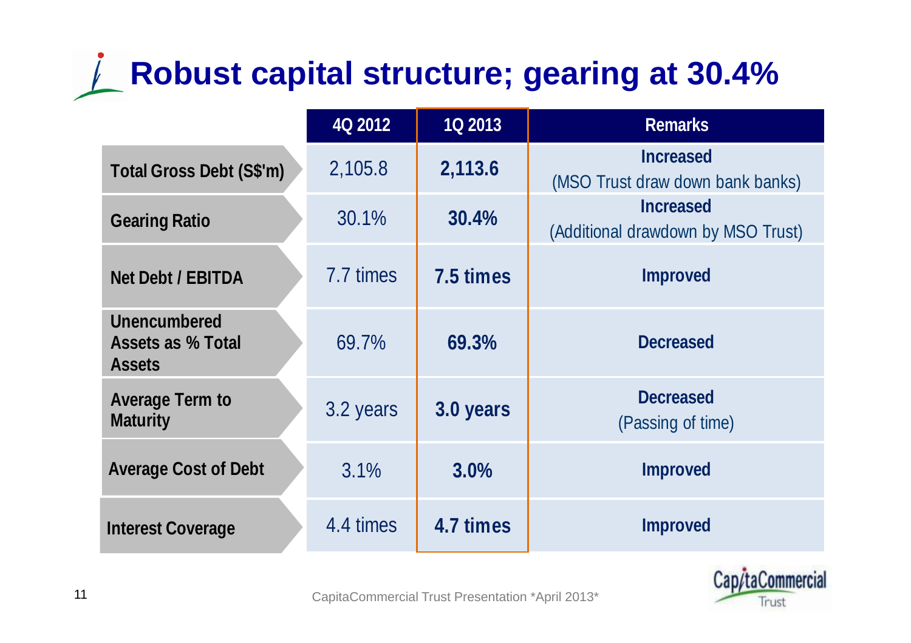# Robust capital structure; gearing at 30.4%

| | 4Q 2012 | 1Q 2013 | Remarks |
|---|---|---|---|
| **Total Gross Debt (S$'m)** | 2,105.8 | **2,113.6** | **Increased** (MSO Trust draw down bank banks) |
| **Gearing Ratio** | 30.1% | **30.4%** | **Increased** (Additional drawdown by MSO Trust) |
| **Net Debt / EBITDA** | 7.7 times | **7.5 times** | **Improved** |
| **Unencumbered Assets as % Total Assets** | 69.7% | **69.3%** | **Decreased** |
| **Average Term to Maturity** | 3.2 years | **3.0 years** | **Decreased** (Passing of time) |
| **Average Cost of Debt** | 3.1% | **3.0%** | **Improved** |
| **Interest Coverage** | 4.4 times | **4.7 times** | **Improved** |

CapitaCommercial Trust Presentation *April 2013*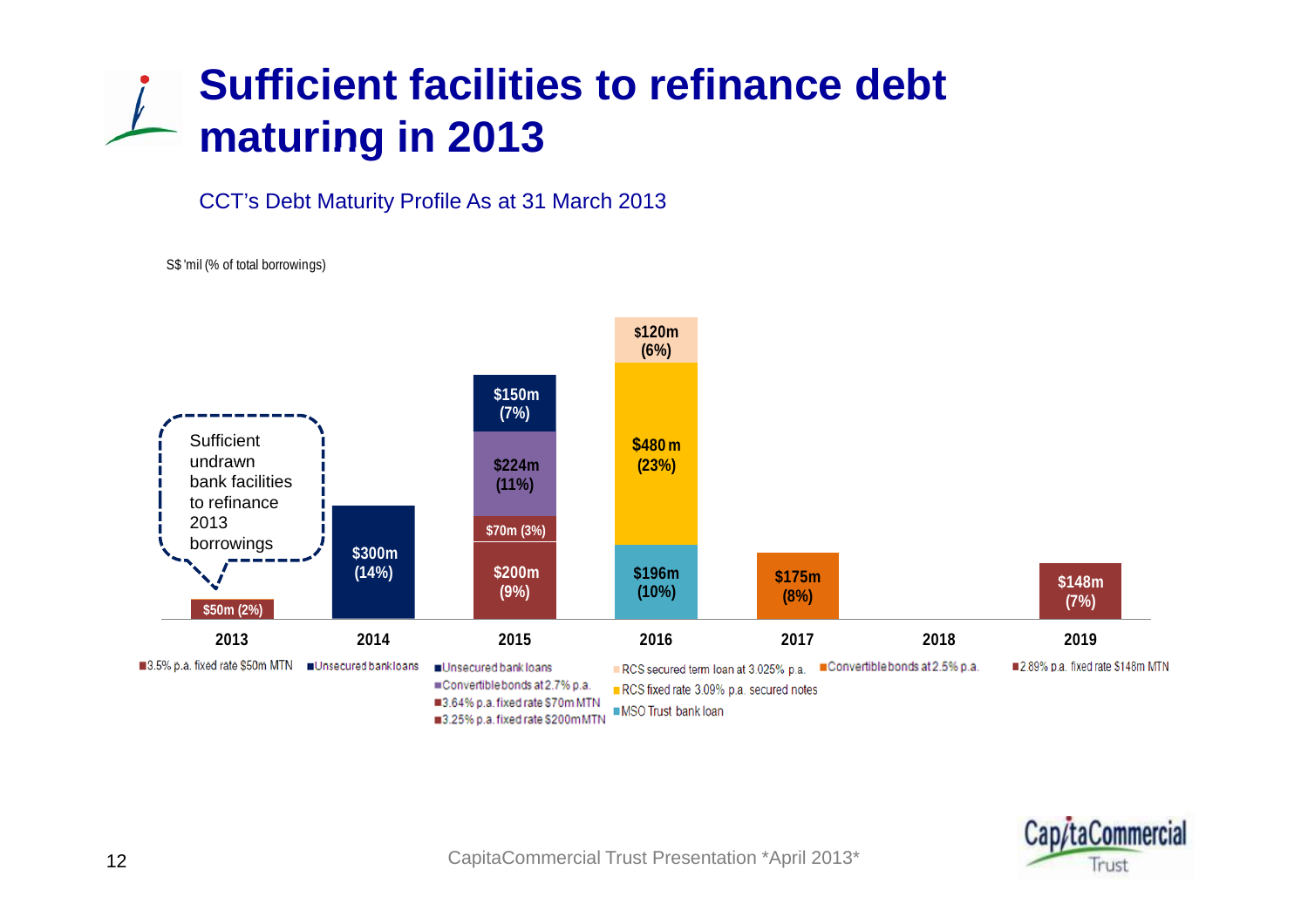# Sufficient facilities to refinance debt maturing in 2013

CCT's Debt Maturity Profile As at 31 March 2013

S$'mil (% of total borrowings)

Sufficient undrawn bank facilities to refinance 2013 borrowings

| Year | Component | Amount (% of total borrowings) |
|---|---|---|
| 2013 | 3.5% p.a. fixed rate $50m MTN | $50m (2%) |
| 2014 | Unsecured bank loans | $300m (14%) |
| 2015 | Unsecured bank loans | $150m (7%) |
| 2015 | Convertible bonds at 2.7% p.a. | $224m (11%) |
| 2015 | 3.64% p.a. fixed rate $70m MTN | $70m (3%) |
| 2015 | 3.25% p.a. fixed rate $200m MTN | $200m (9%) |
| 2016 | RCS secured term loan at 3.025% p.a. | $120m (6%) |
| 2016 | RCS fixed rate 3.09% p.a. secured notes | $480 m (23%) |
| 2016 | MSO Trust bank loan | $196m (10%) |
| 2017 | Convertible bonds at 2.5% p.a. | $175m (8%) |
| 2018 | – | – |
| 2019 | 2.89% p.a. fixed rate $148m MTN | $148m (7%) |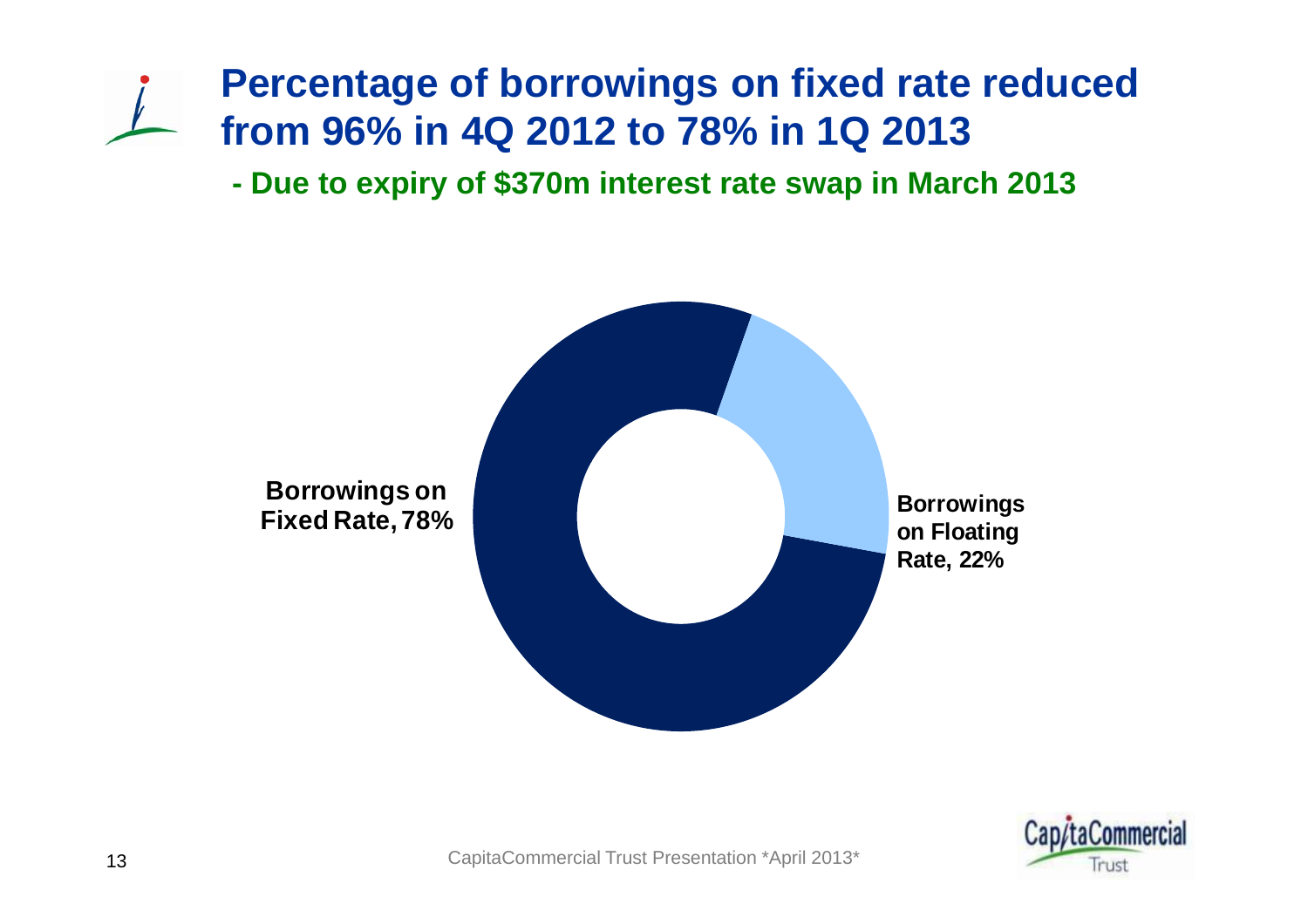# Percentage of borrowings on fixed rate reduced from 96% in 4Q 2012 to 78% in 1Q 2013

**- Due to expiry of $370m interest rate swap in March 2013**

**Borrowings on Fixed Rate, 78%**

**Borrowings on Floating Rate, 22%**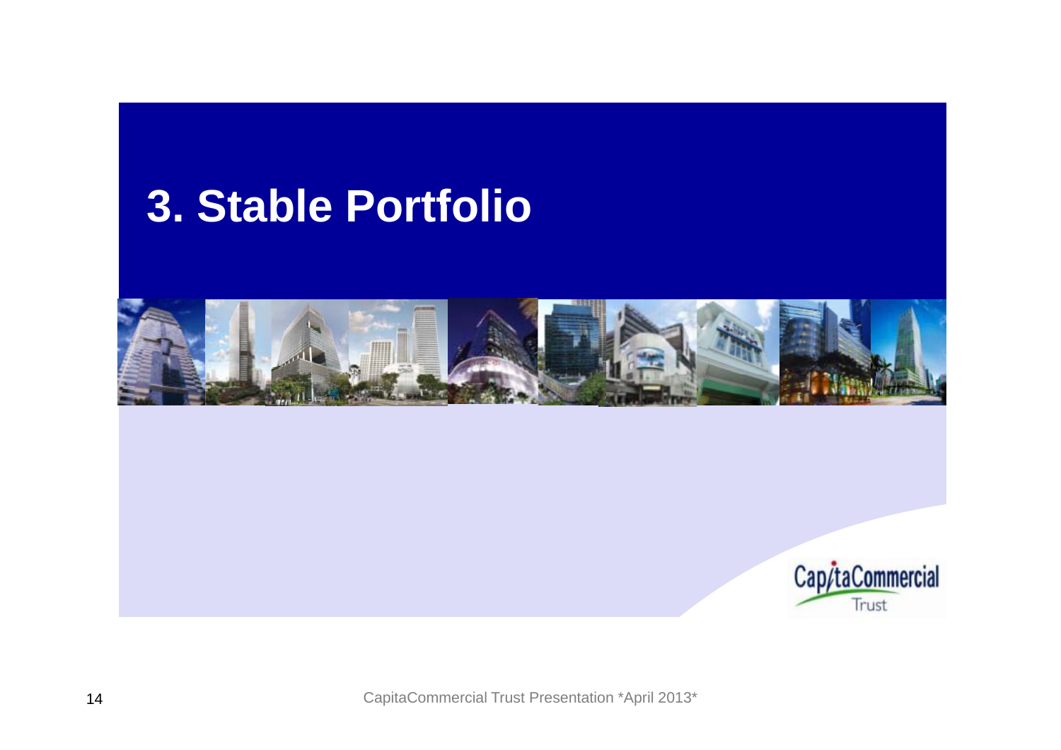# 3. Stable Portfolio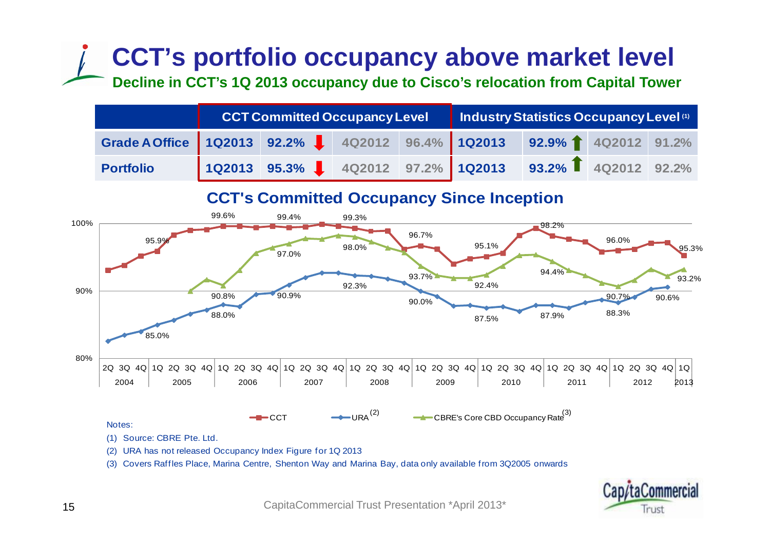# CCT's portfolio occupancy above market level

**Decline in CCT's 1Q 2013 occupancy due to Cisco's relocation from Capital Tower**

| | CCT Committed Occupancy Level | | | | Industry Statistics Occupancy Level (1) | | | |
|---|---|---|---|---|---|---|---|---|
| **Grade A Office** | 1Q2013 | 92.2% ↓ | 4Q2012 | 96.4% | 1Q2013 | 92.9% ↑ | 4Q2012 | 91.2% |
| **Portfolio** | 1Q2013 | 95.3% ↓ | 4Q2012 | 97.2% | 1Q2013 | 93.2% ↑ | 4Q2012 | 92.2% |

## CCT's Committed Occupancy Since Inception

Notes:

(1) Source: CBRE Pte. Ltd.

(2) URA has not released Occupancy Index Figure for 1Q 2013

(3) Covers Raffles Place, Marina Centre, Shenton Way and Marina Bay, data only available from 3Q2005 onwards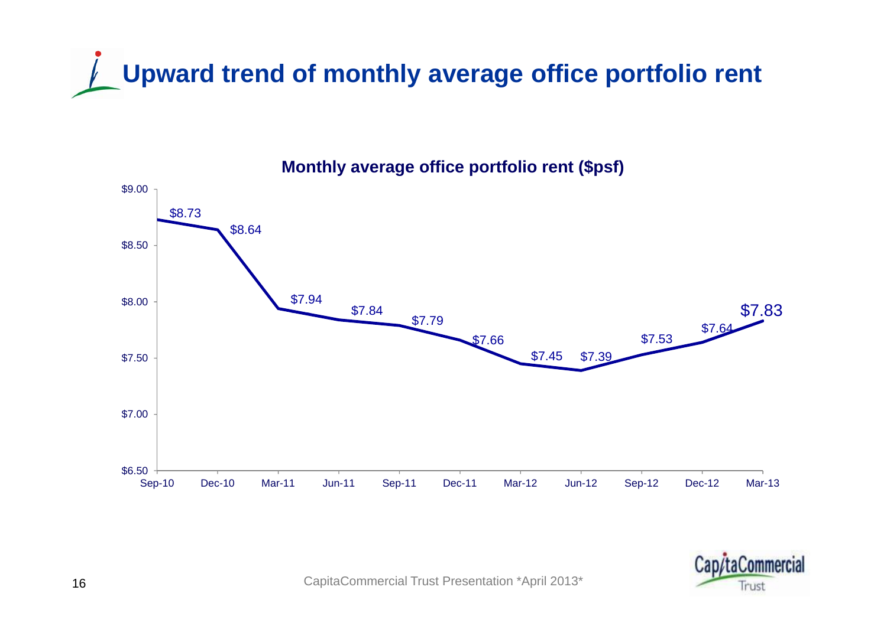# Upward trend of monthly average office portfolio rent

**Monthly average office portfolio rent ($psf)**

| Period | Rent ($psf) |
| --- | --- |
| Sep-10 | $8.73 |
| Dec-10 | $8.64 |
| Mar-11 | $7.94 |
| Jun-11 | $7.84 |
| Sep-11 | $7.79 |
| Dec-11 | $7.66 |
| Mar-12 | $7.45 |
| Jun-12 | $7.39 |
| Sep-12 | $7.53 |
| Dec-12 | $7.64 |
| Mar-13 | $7.83 |

CapitaCommercial Trust Presentation *April 2013*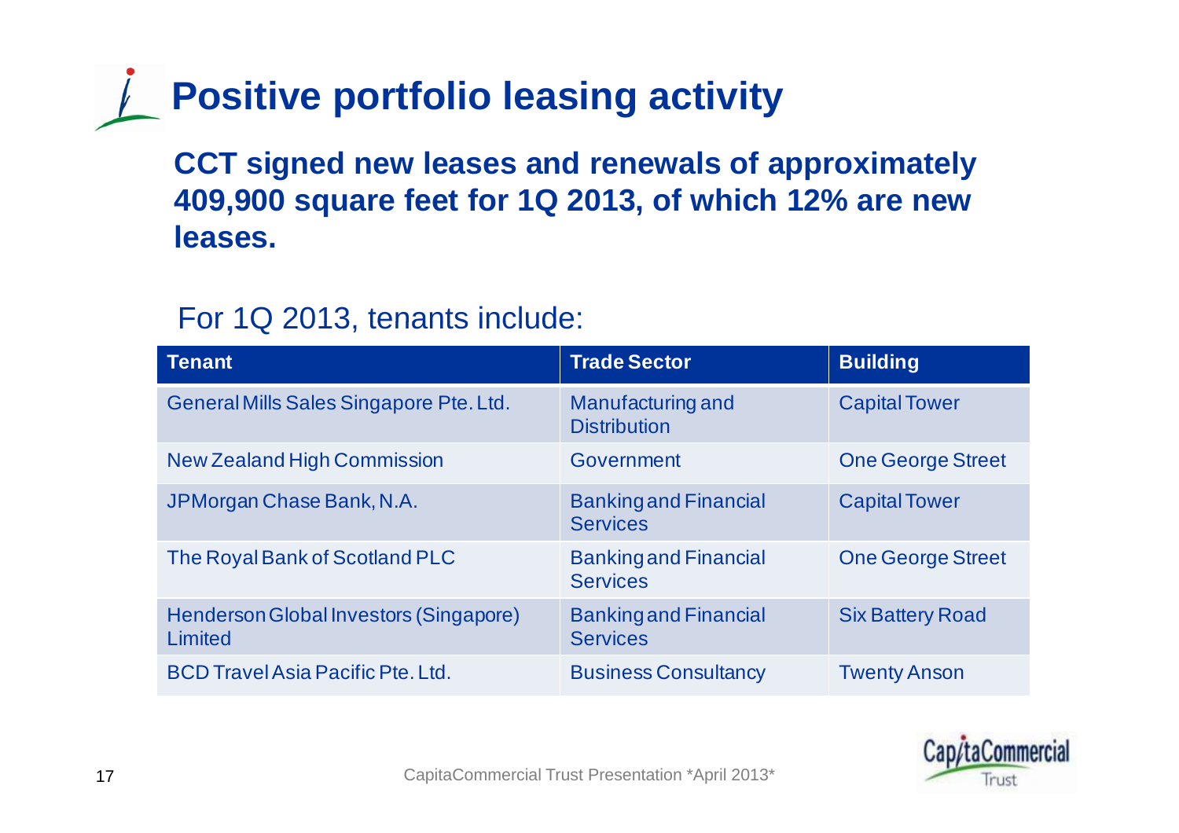# Positive portfolio leasing activity

**CCT signed new leases and renewals of approximately 409,900 square feet for 1Q 2013, of which 12% are new leases.**

For 1Q 2013, tenants include:

| Tenant | Trade Sector | Building |
|---|---|---|
| General Mills Sales Singapore Pte. Ltd. | Manufacturing and Distribution | Capital Tower |
| New Zealand High Commission | Government | One George Street |
| JPMorgan Chase Bank, N.A. | Banking and Financial Services | Capital Tower |
| The Royal Bank of Scotland PLC | Banking and Financial Services | One George Street |
| Henderson Global Investors (Singapore) Limited | Banking and Financial Services | Six Battery Road |
| BCD Travel Asia Pacific Pte. Ltd. | Business Consultancy | Twenty Anson |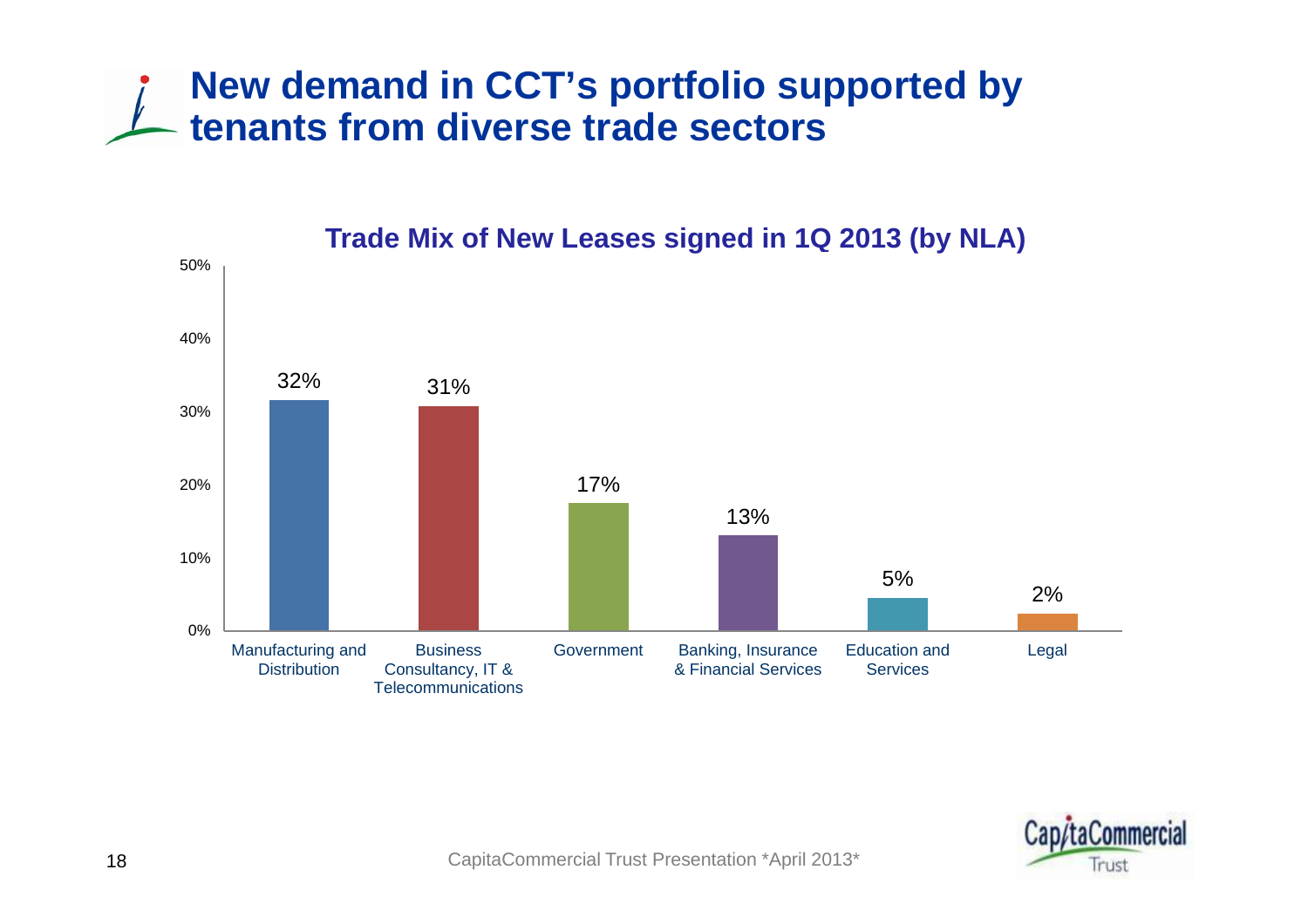# New demand in CCT's portfolio supported by tenants from diverse trade sectors

**Trade Mix of New Leases signed in 1Q 2013 (by NLA)**

| Trade Sector | % of NLA |
|---|---|
| Manufacturing and Distribution | 32% |
| Business Consultancy, IT & Telecommunications | 31% |
| Government | 17% |
| Banking, Insurance & Financial Services | 13% |
| Education and Services | 5% |
| Legal | 2% |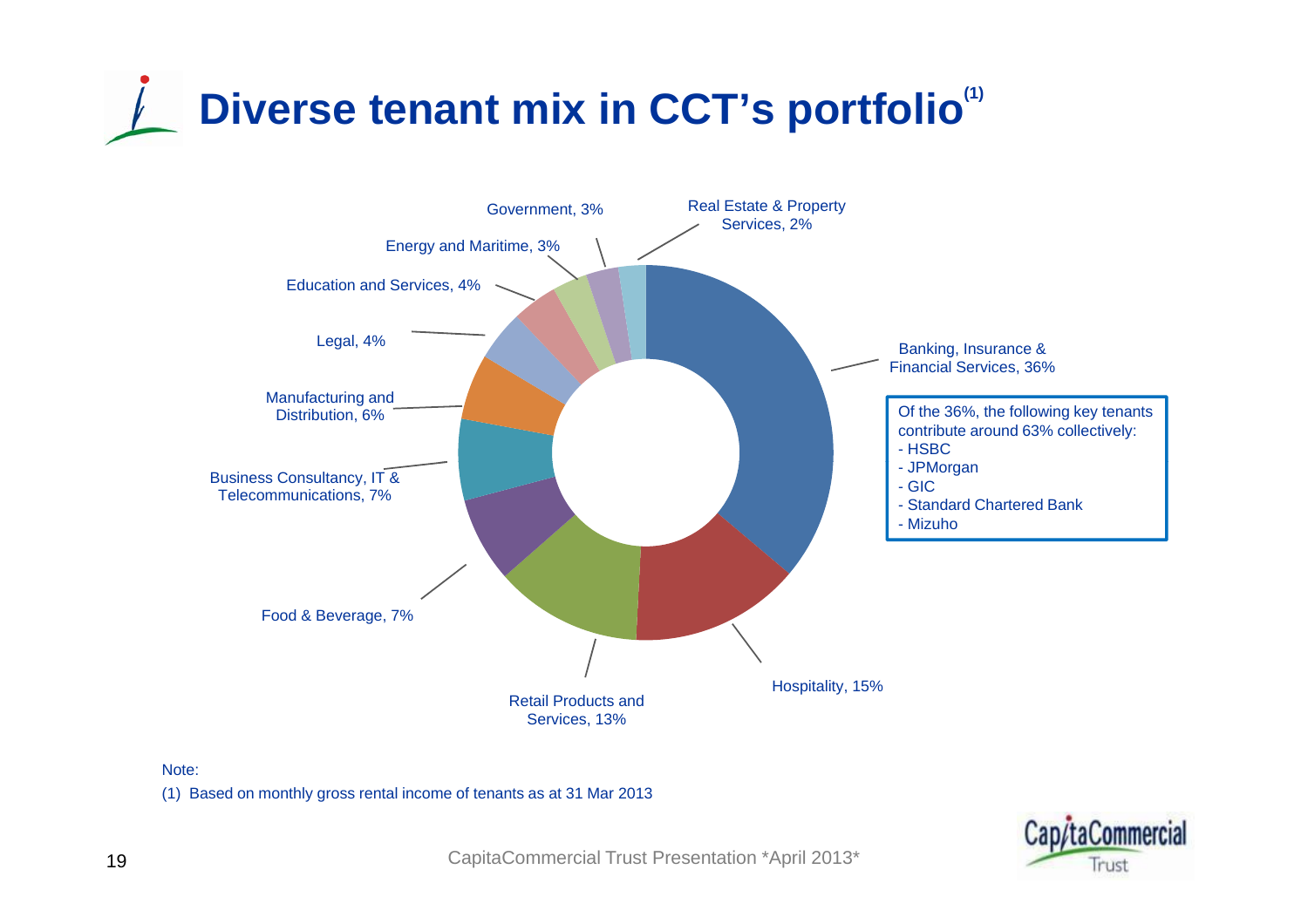# Diverse tenant mix in CCT's portfolio[1]

- Banking, Insurance & Financial Services, 36%
- Hospitality, 15%
- Retail Products and Services, 13%
- Food & Beverage, 7%
- Business Consultancy, IT & Telecommunications, 7%
- Manufacturing and Distribution, 6%
- Legal, 4%
- Education and Services, 4%
- Energy and Maritime, 3%
- Government, 3%
- Real Estate & Property Services, 2%

Of the 36%, the following key tenants contribute around 63% collectively:
- HSBC
- JPMorgan
- GIC
- Standard Chartered Bank
- Mizuho

Note:

(1) Based on monthly gross rental income of tenants as at 31 Mar 2013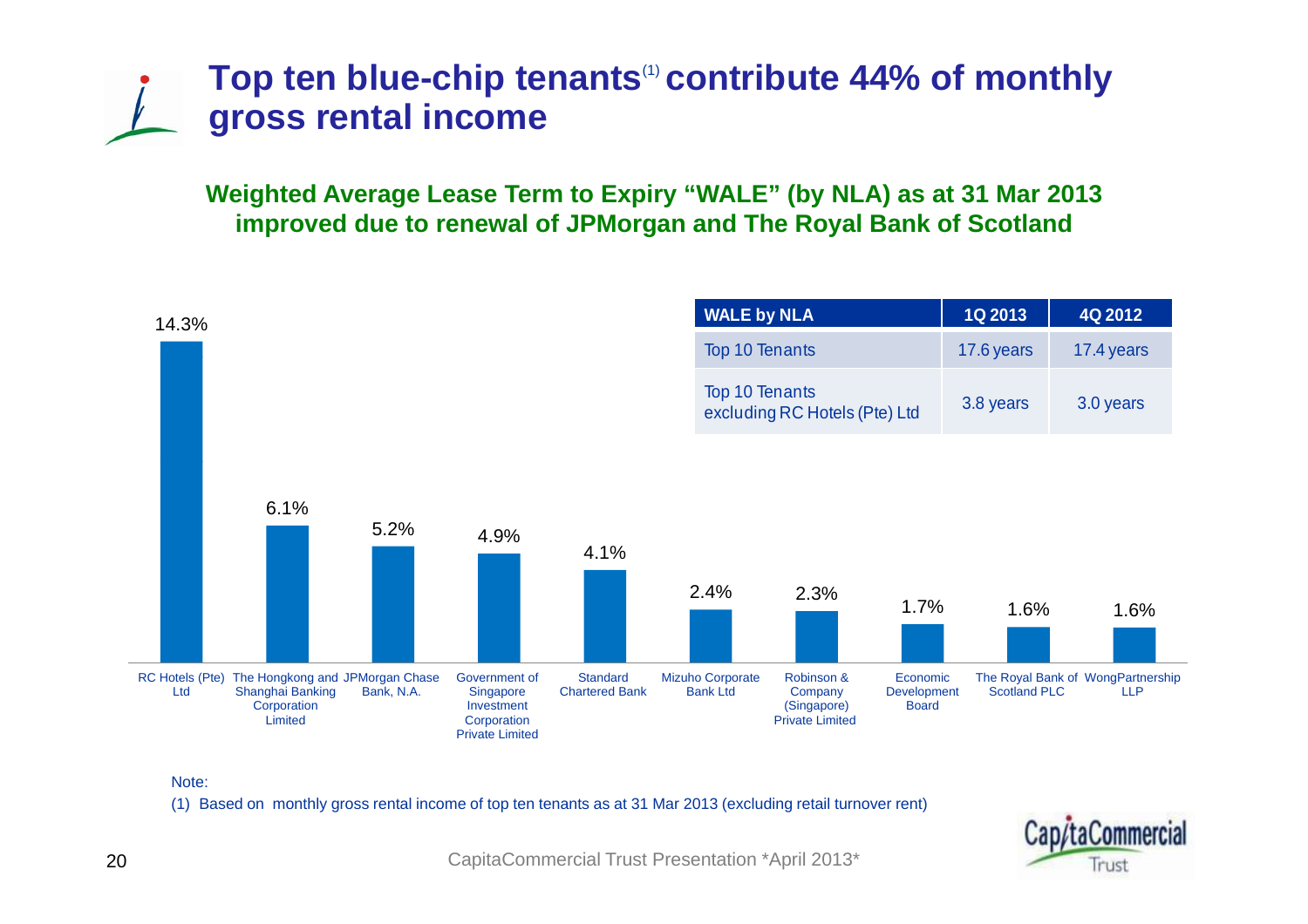# Top ten blue-chip tenants[(1)] contribute 44% of monthly gross rental income

**Weighted Average Lease Term to Expiry "WALE" (by NLA) as at 31 Mar 2013 improved due to renewal of JPMorgan and The Royal Bank of Scotland**

| WALE by NLA | 1Q 2013 | 4Q 2012 |
|---|---|---|
| Top 10 Tenants | 17.6 years | 17.4 years |
| Top 10 Tenants excluding RC Hotels (Pte) Ltd | 3.8 years | 3.0 years |

| Tenant | % of monthly gross rental income |
|---|---|
| RC Hotels (Pte) Ltd | 14.3% |
| The Hongkong and Shanghai Banking Corporation Limited | 6.1% |
| JPMorgan Chase Bank, N.A. | 5.2% |
| Government of Singapore Investment Corporation Private Limited | 4.9% |
| Standard Chartered Bank | 4.1% |
| Mizuho Corporate Bank Ltd | 2.4% |
| Robinson & Company (Singapore) Private Limited | 2.3% |
| Economic Development Board | 1.7% |
| The Royal Bank of Scotland PLC | 1.6% |
| WongPartnership LLP | 1.6% |

Note:

(1) Based on monthly gross rental income of top ten tenants as at 31 Mar 2013 (excluding retail turnover rent)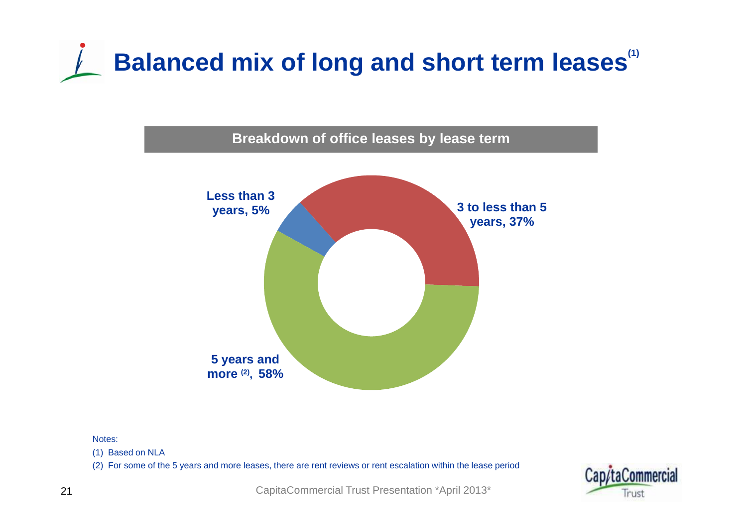# Balanced mix of long and short term leases[1]

**Breakdown of office leases by lease term**

- Less than 3 years, 5%
- 3 to less than 5 years, 37%
- 5 years and more[2], 58%

Notes:

(1) Based on NLA

(2) For some of the 5 years and more leases, there are rent reviews or rent escalation within the lease period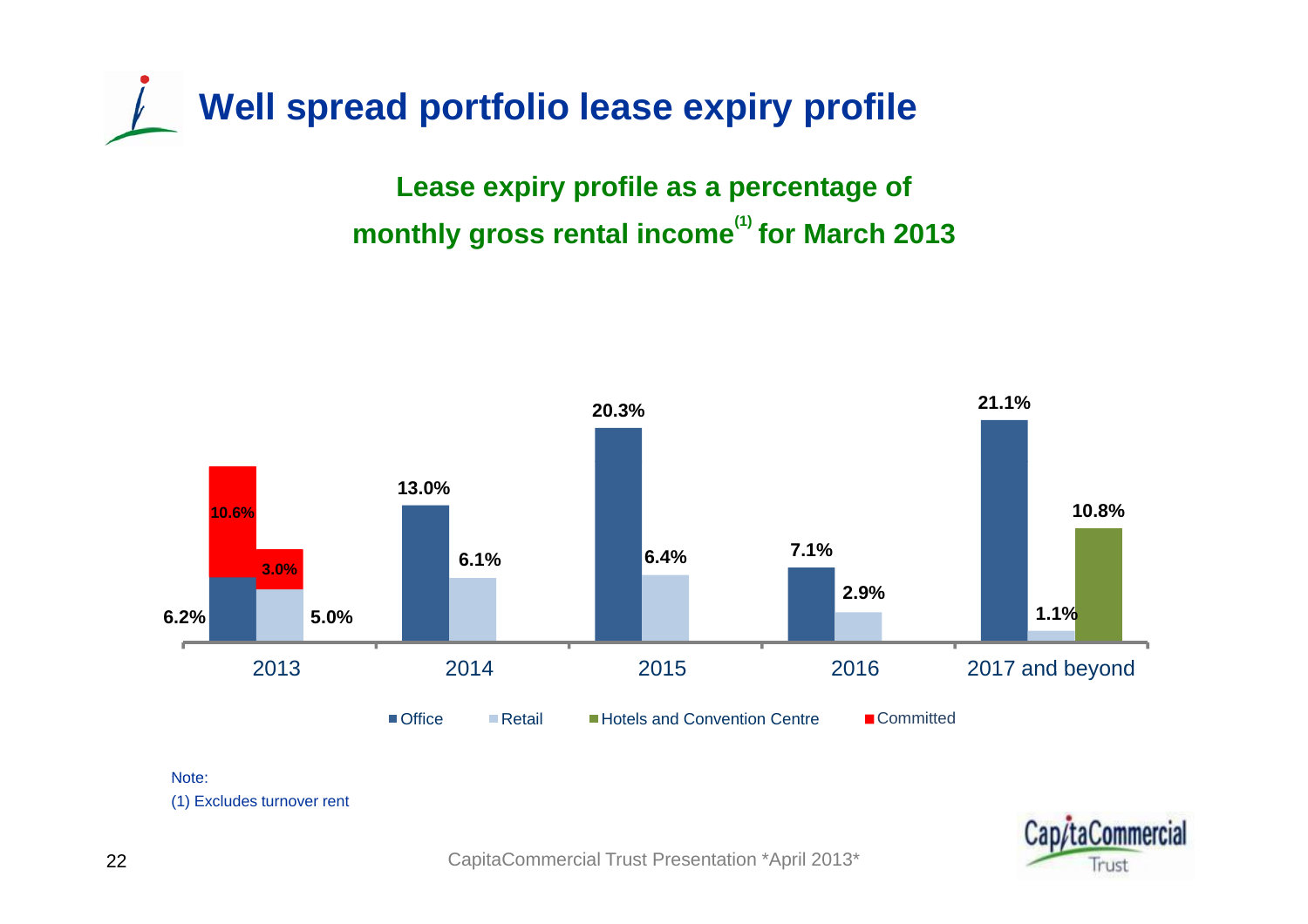# Well spread portfolio lease expiry profile

## Lease expiry profile as a percentage of monthly gross rental income[(1)] for March 2013

| | Office | Retail | Hotels and Convention Centre | Committed |
|---|---|---|---|---|
| 2013 | 6.2% | 5.0% | | 10.6% (Office), 3.0% (Retail) |
| 2014 | 13.0% | 6.1% | | |
| 2015 | 20.3% | 6.4% | | |
| 2016 | 7.1% | 2.9% | | |
| 2017 and beyond | 21.1% | 1.1% | 10.8% | |

Note:
(1) Excludes turnover rent

CapitaCommercial Trust Presentation *April 2013*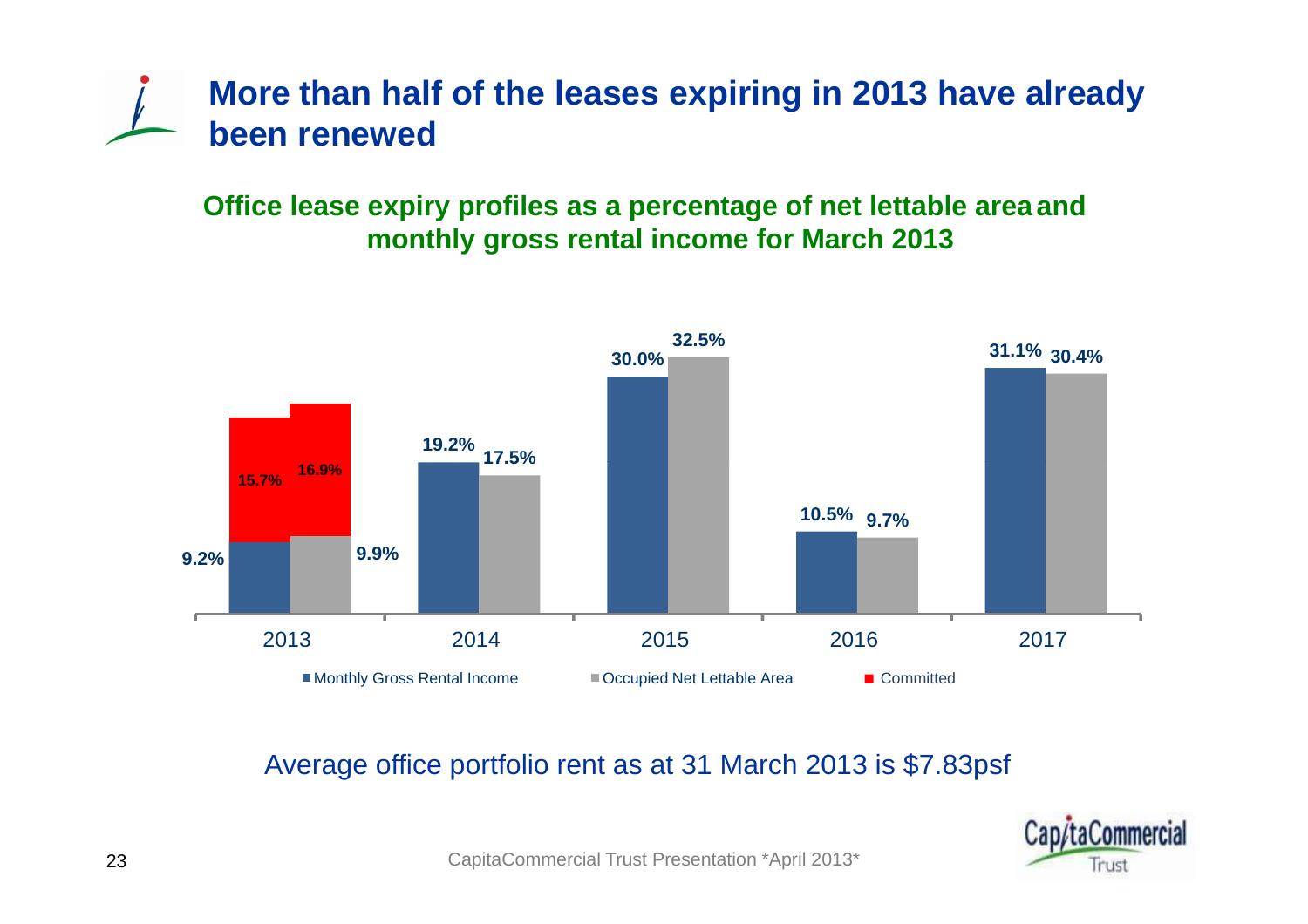# More than half of the leases expiring in 2013 have already been renewed

**Office lease expiry profiles as a percentage of net lettable area and monthly gross rental income for March 2013**

| Year | Monthly Gross Rental Income | Occupied Net Lettable Area | Committed (Monthly Gross Rental Income) | Committed (Occupied Net Lettable Area) |
|---|---|---|---|---|
| 2013 | 9.2% | 9.9% | 15.7% | 16.9% |
| 2014 | 19.2% | 17.5% | | |
| 2015 | 30.0% | 32.5% | | |
| 2016 | 10.5% | 9.7% | | |
| 2017 | 31.1% | 30.4% | | |

Average office portfolio rent as at 31 March 2013 is $7.83psf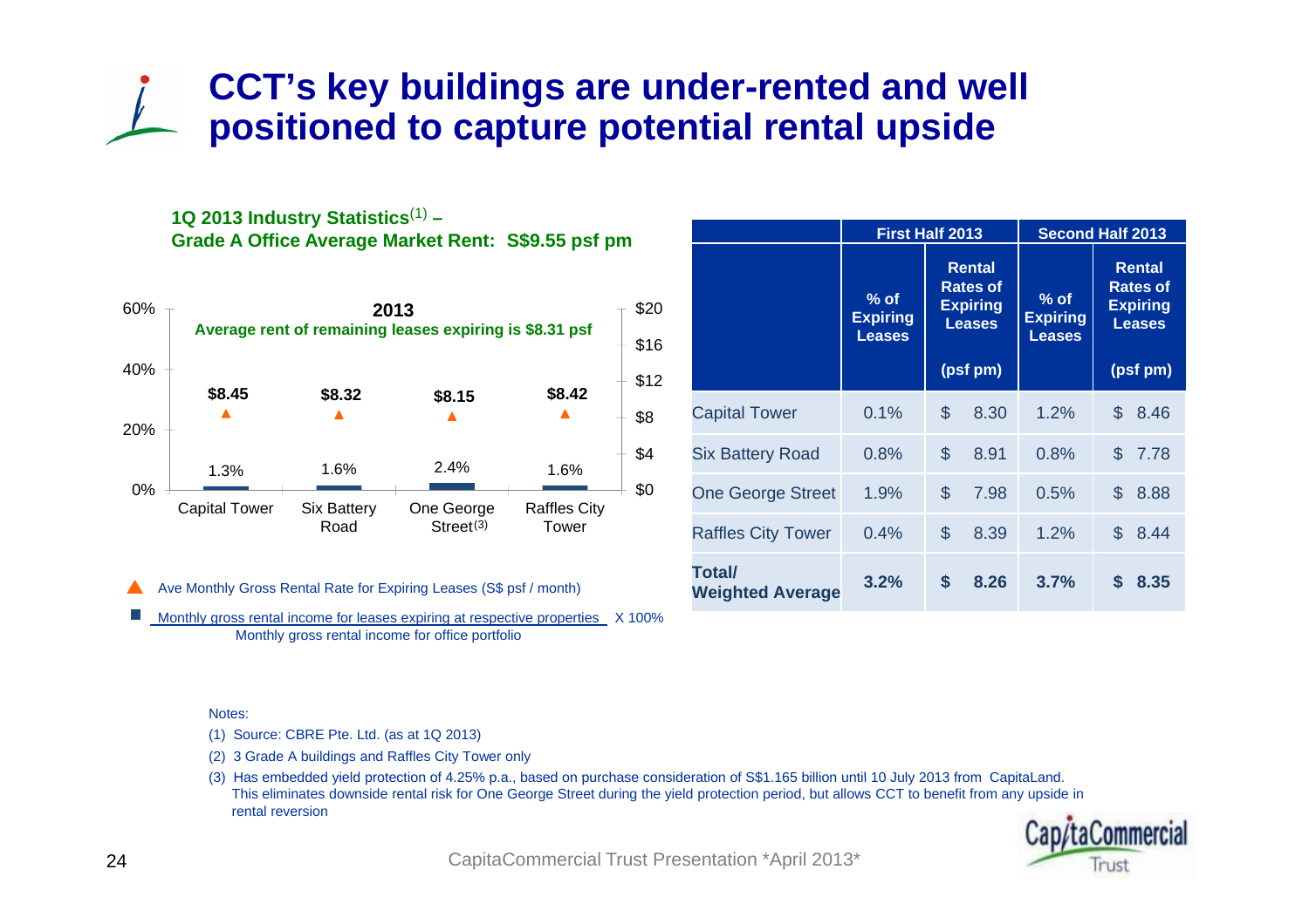# CCT's key buildings are under-rented and well positioned to capture potential rental upside

**1Q 2013 Industry Statistics[1] –**
**Grade A Office Average Market Rent: S$9.55 psf pm**

**2013**
**Average rent of remaining leases expiring is $8.31 psf**

| | Capital Tower | Six Battery Road | One George Street[3] | Raffles City Tower |
|---|---|---|---|---|
| Ave Monthly Gross Rental Rate for Expiring Leases (S$ psf / month) | $8.45 | $8.32 | $8.15 | $8.42 |
| Monthly gross rental income for leases expiring at respective properties / Monthly gross rental income for office portfolio X 100% | 1.3% | 1.6% | 2.4% | 1.6% |

| | First Half 2013 | | Second Half 2013 | |
|---|---|---|---|---|
| | % of Expiring Leases | Rental Rates of Expiring Leases (psf pm) | % of Expiring Leases | Rental Rates of Expiring Leases (psf pm) |
| Capital Tower | 0.1% | $ 8.30 | 1.2% | $ 8.46 |
| Six Battery Road | 0.8% | $ 8.91 | 0.8% | $ 7.78 |
| One George Street | 1.9% | $ 7.98 | 0.5% | $ 8.88 |
| Raffles City Tower | 0.4% | $ 8.39 | 1.2% | $ 8.44 |
| **Total/ Weighted Average** | **3.2%** | **$ 8.26** | **3.7%** | **$ 8.35** |

Notes:

(1) Source: CBRE Pte. Ltd. (as at 1Q 2013)

(2) 3 Grade A buildings and Raffles City Tower only

(3) Has embedded yield protection of 4.25% p.a., based on purchase consideration of S$1.165 billion until 10 July 2013 from CapitaLand. This eliminates downside rental risk for One George Street during the yield protection period, but allows CCT to benefit from any upside in rental reversion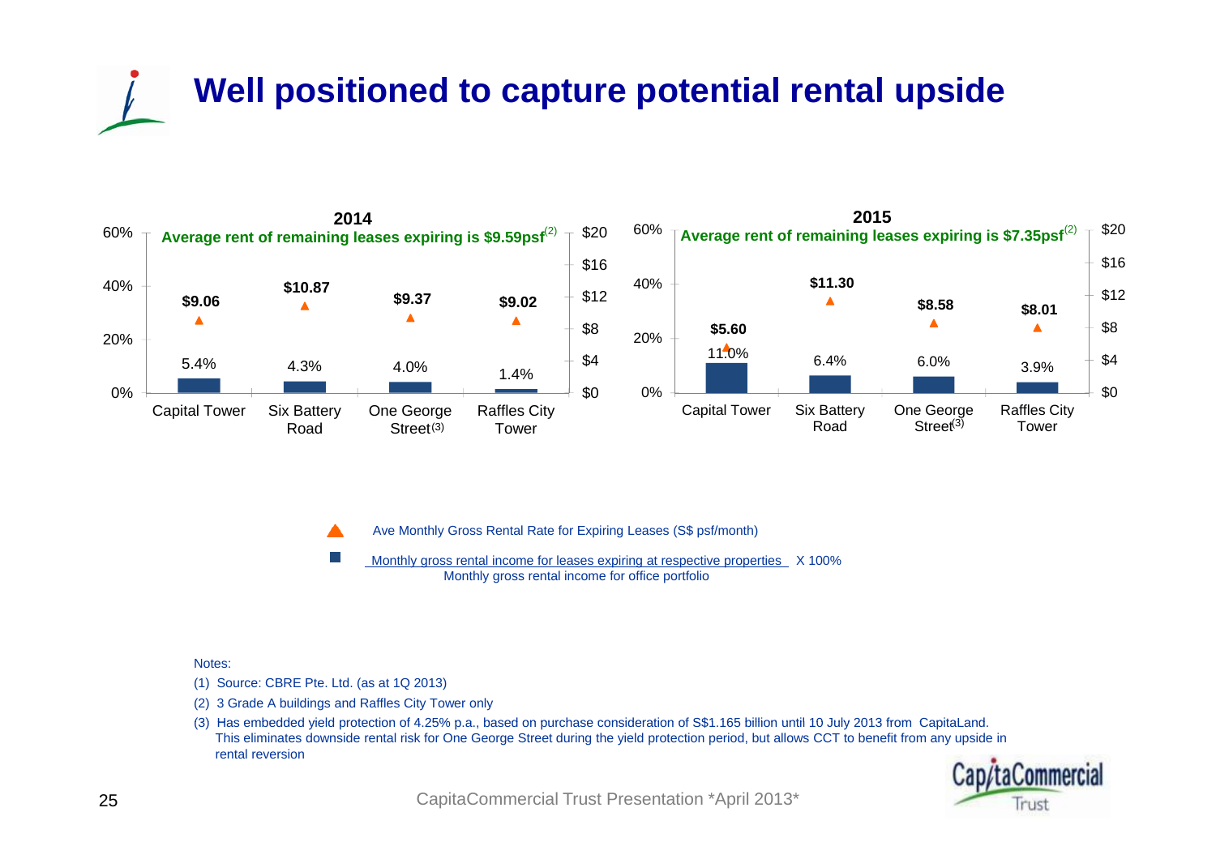# Well positioned to capture potential rental upside

**2014**

**Average rent of remaining leases expiring is $9.59psf[2]**

| Property | % of monthly gross rental income | Ave Monthly Gross Rental Rate for Expiring Leases (S$ psf/month) |
|---|---|---|
| Capital Tower | 5.4% | $9.06 |
| Six Battery Road | 4.3% | $10.87 |
| One George Street[3] | 4.0% | $9.37 |
| Raffles City Tower | 1.4% | $9.02 |

**2015**

**Average rent of remaining leases expiring is $7.35psf[2]**

| Property | % of monthly gross rental income | Ave Monthly Gross Rental Rate for Expiring Leases (S$ psf/month) |
|---|---|---|
| Capital Tower | 11.0% | $5.60 |
| Six Battery Road | 6.4% | $11.30 |
| One George Street[3] | 6.0% | $8.58 |
| Raffles City Tower | 3.9% | $8.01 |

▲ Ave Monthly Gross Rental Rate for Expiring Leases (S$ psf/month)

■ (Monthly gross rental income for leases expiring at respective properties / Monthly gross rental income for office portfolio) X 100%

Notes:

(1) Source: CBRE Pte. Ltd. (as at 1Q 2013)

(2) 3 Grade A buildings and Raffles City Tower only

(3) Has embedded yield protection of 4.25% p.a., based on purchase consideration of S$1.165 billion until 10 July 2013 from CapitaLand. This eliminates downside rental risk for One George Street during the yield protection period, but allows CCT to benefit from any upside in rental reversion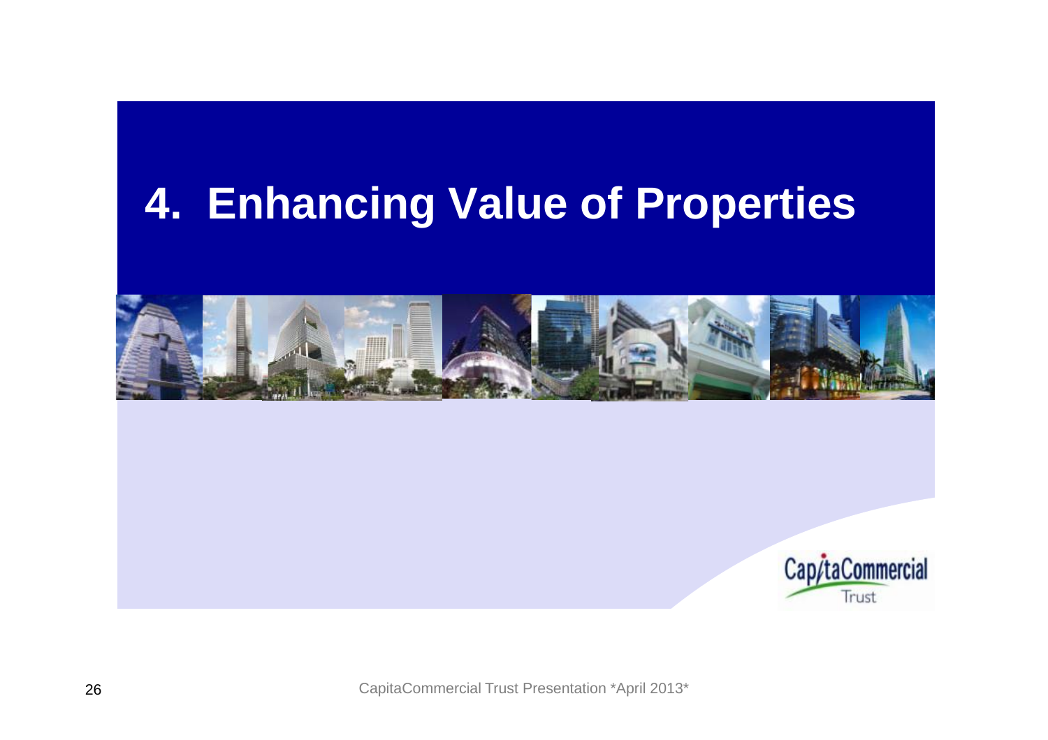# 4. Enhancing Value of Properties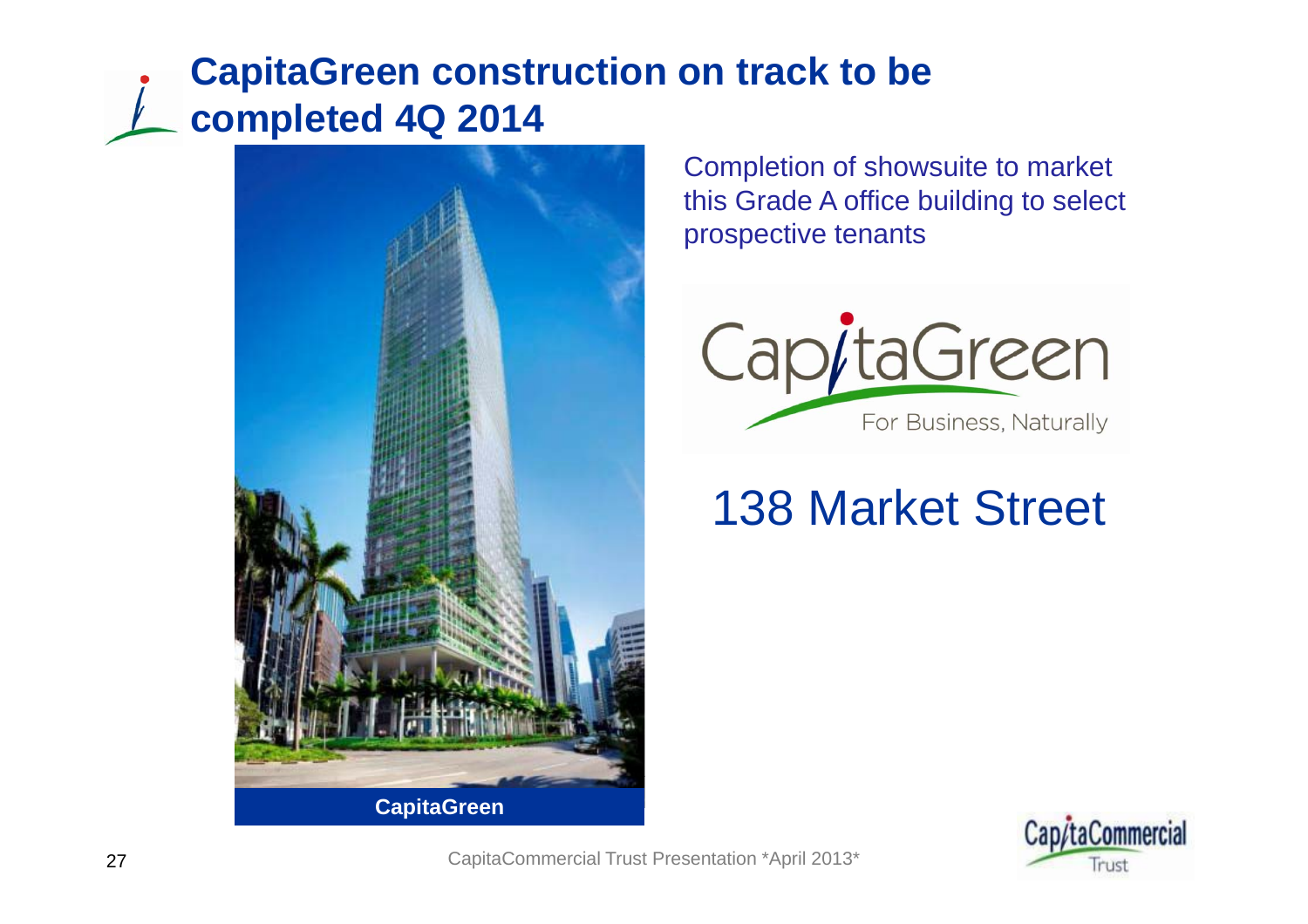# CapitaGreen construction on track to be completed 4Q 2014

CapitaGreen

Completion of showsuite to market this Grade A office building to select prospective tenants

CapitaGreen
For Business, Naturally

138 Market Street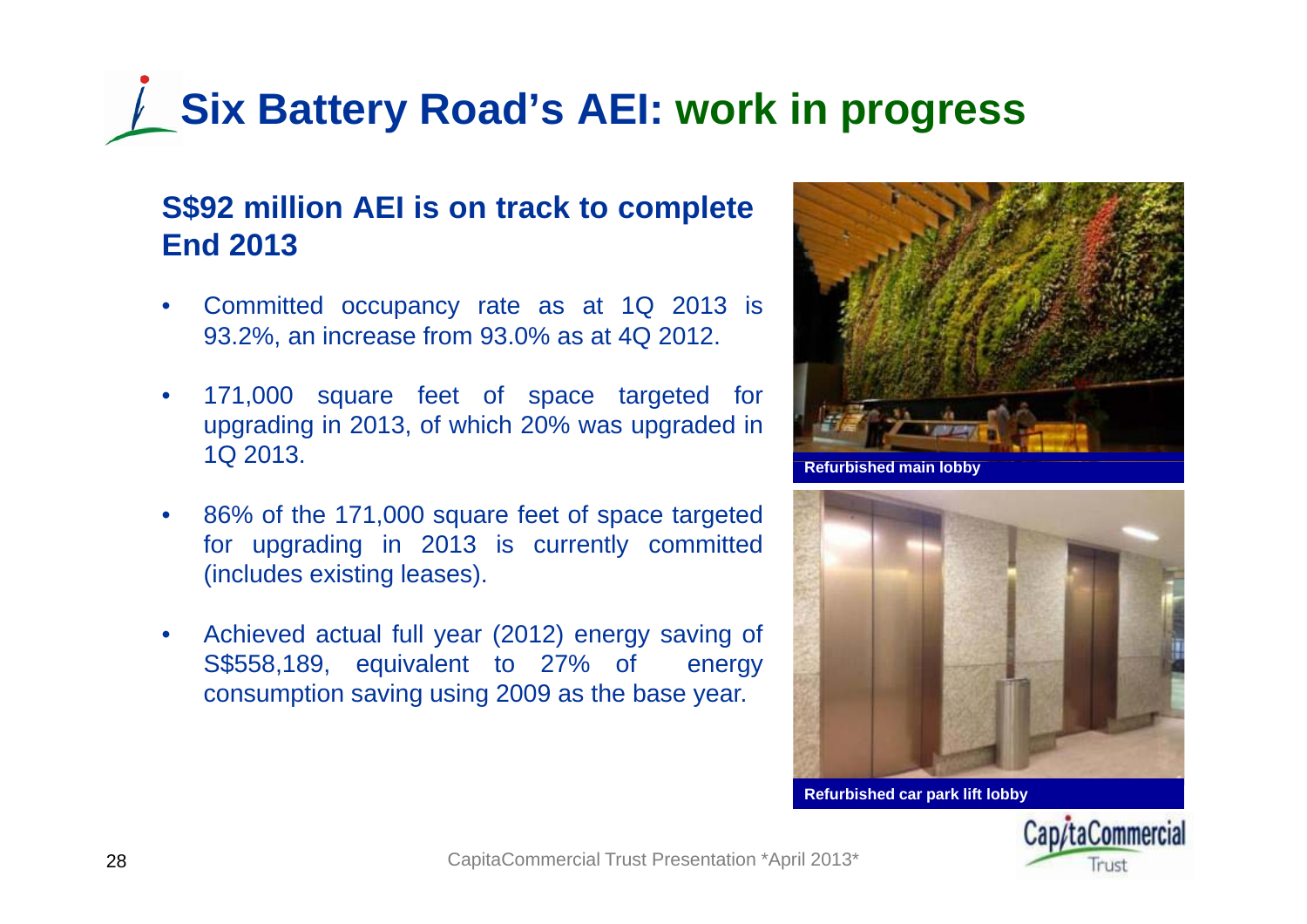# Six Battery Road's AEI: work in progress

## S$92 million AEI is on track to complete End 2013

- Committed occupancy rate as at 1Q 2013 is 93.2%, an increase from 93.0% as at 4Q 2012.
- 171,000 square feet of space targeted for upgrading in 2013, of which 20% was upgraded in 1Q 2013.
- 86% of the 171,000 square feet of space targeted for upgrading in 2013 is currently committed (includes existing leases).
- Achieved actual full year (2012) energy saving of S$558,189, equivalent to 27% of energy consumption saving using 2009 as the base year.

Refurbished main lobby

Refurbished car park lift lobby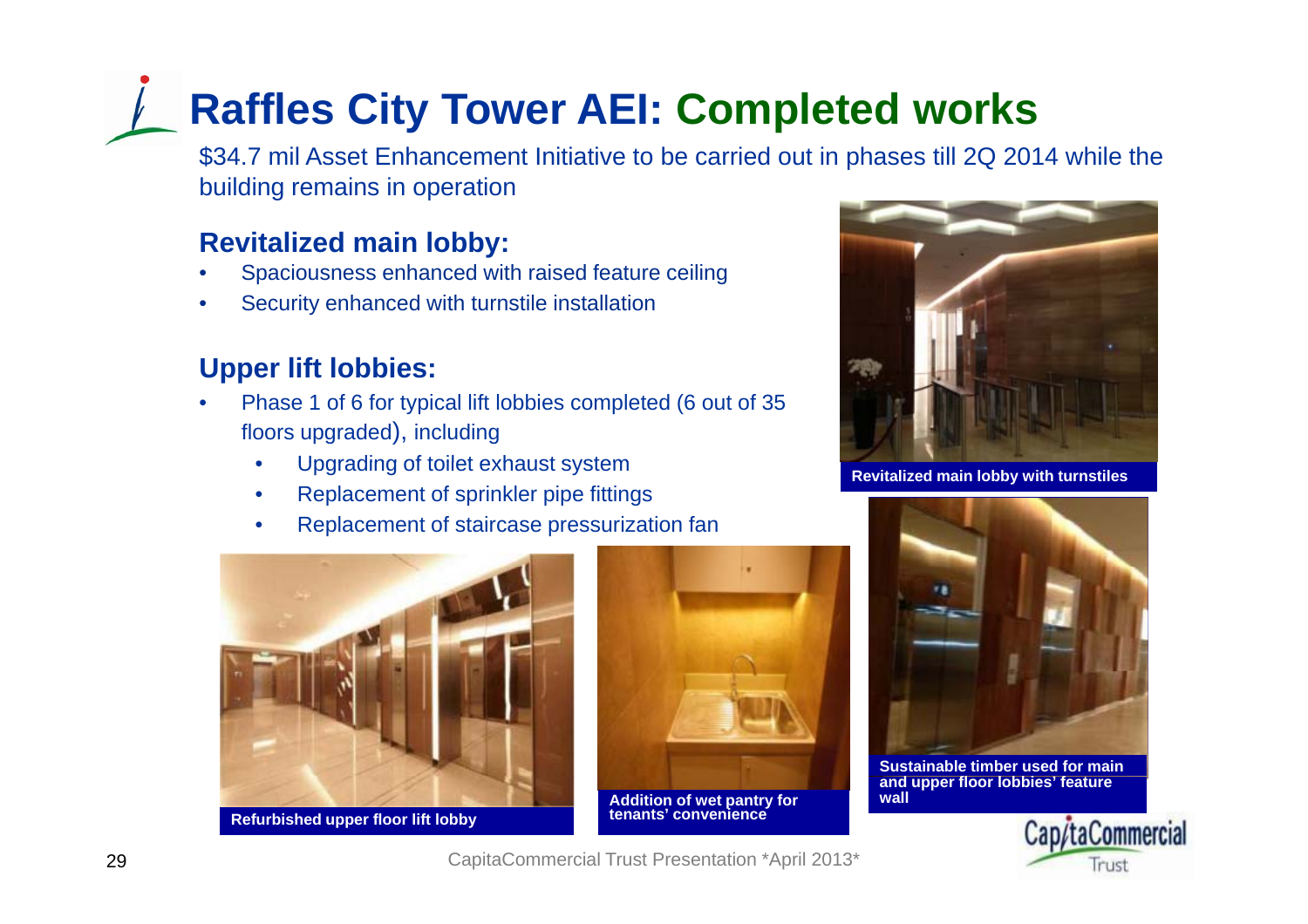# Raffles City Tower AEI: Completed works

$34.7 mil Asset Enhancement Initiative to be carried out in phases till 2Q 2014 while the building remains in operation

## Revitalized main lobby:

- Spaciousness enhanced with raised feature ceiling
- Security enhanced with turnstile installation

## Upper lift lobbies:

- Phase 1 of 6 for typical lift lobbies completed (6 out of 35 floors upgraded), including
  - Upgrading of toilet exhaust system
  - Replacement of sprinkler pipe fittings
  - Replacement of staircase pressurization fan

Revitalized main lobby with turnstiles

Refurbished upper floor lift lobby

Addition of wet pantry for tenants' convenience

Sustainable timber used for main and upper floor lobbies' feature wall

CapitaCommercial Trust Presentation *April 2013*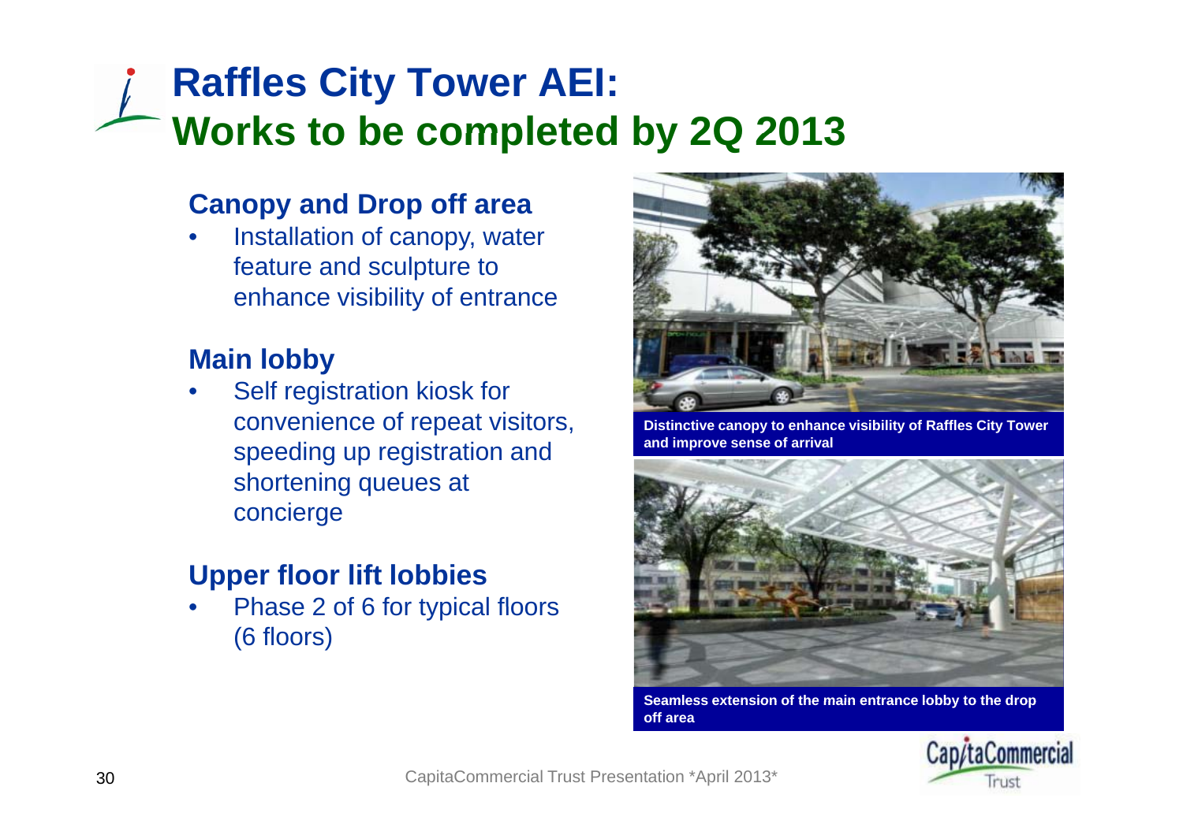# Raffles City Tower AEI: Works to be completed by 2Q 2013

### Canopy and Drop off area

- Installation of canopy, water feature and sculpture to enhance visibility of entrance

### Main lobby

- Self registration kiosk for convenience of repeat visitors, speeding up registration and shortening queues at concierge

### Upper floor lift lobbies

- Phase 2 of 6 for typical floors (6 floors)

**Distinctive canopy to enhance visibility of Raffles City Tower and improve sense of arrival**

**Seamless extension of the main entrance lobby to the drop off area**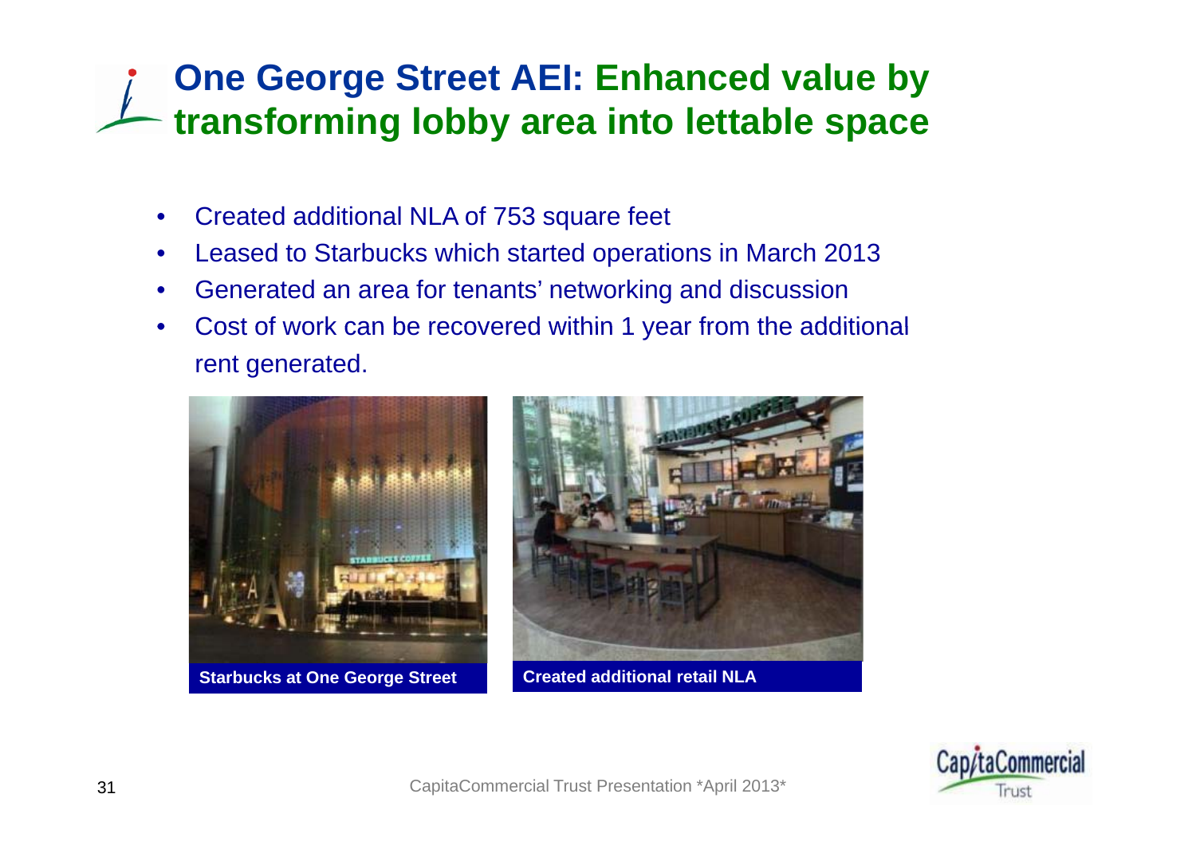# One George Street AEI: Enhanced value by transforming lobby area into lettable space

- Created additional NLA of 753 square feet
- Leased to Starbucks which started operations in March 2013
- Generated an area for tenants' networking and discussion
- Cost of work can be recovered within 1 year from the additional rent generated.

**Starbucks at One George Street**

**Created additional retail NLA**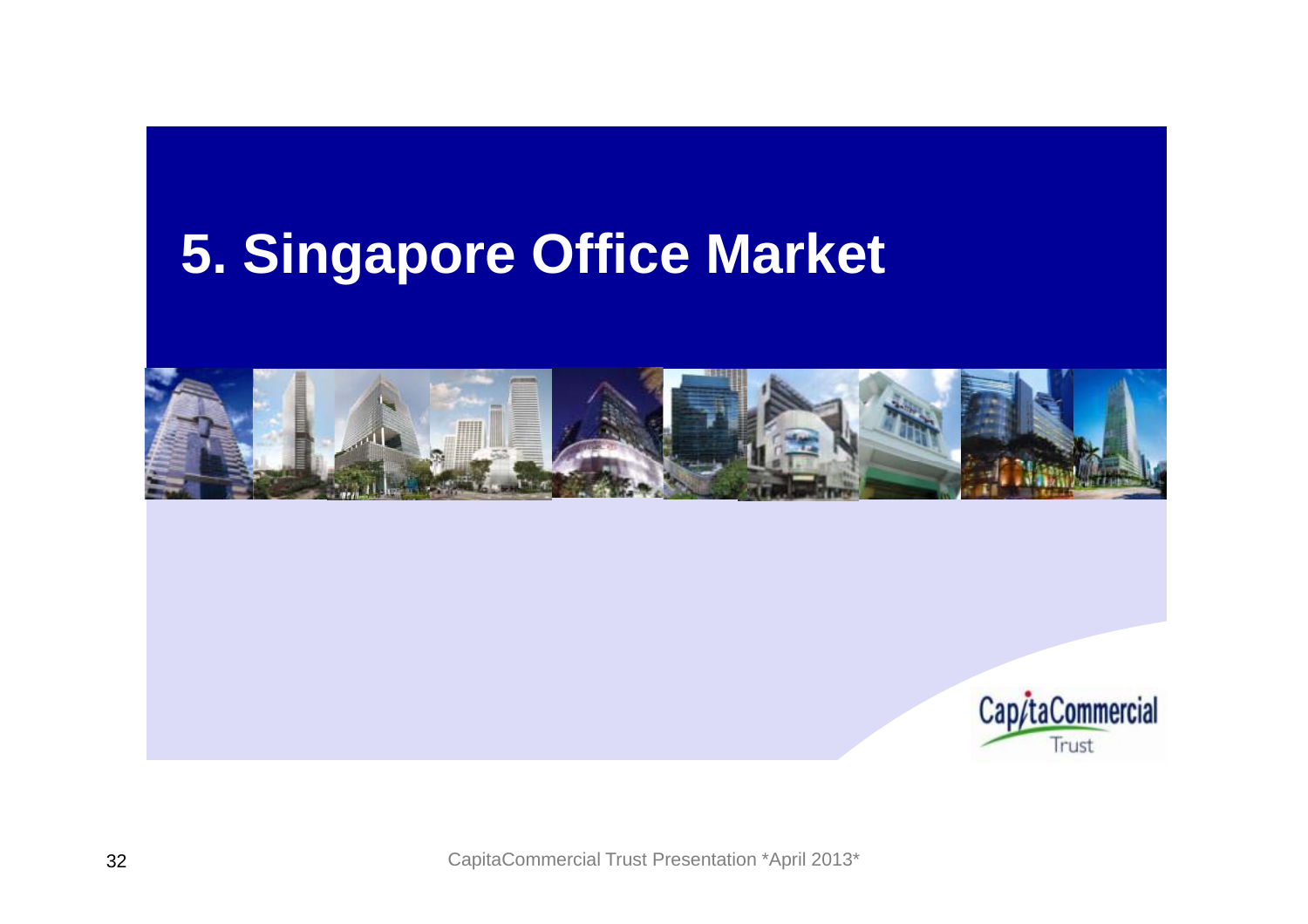# 5. Singapore Office Market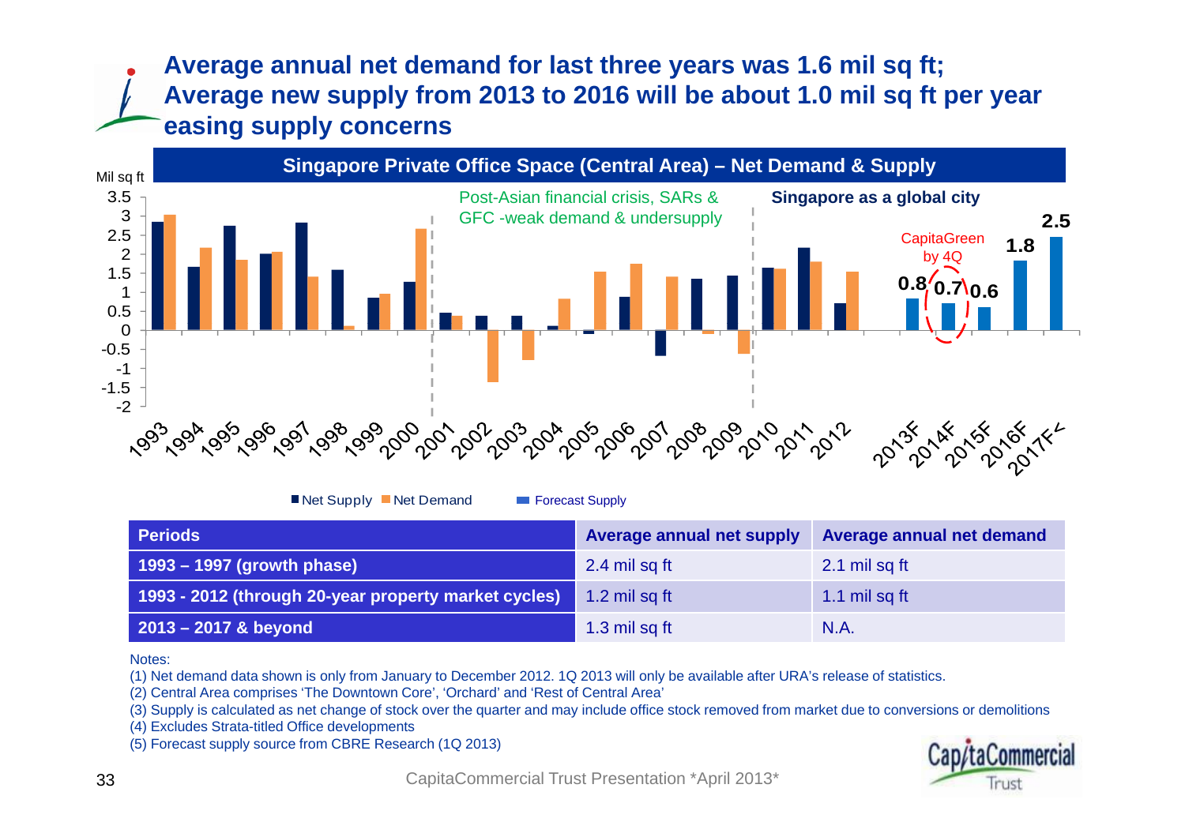# Average annual net demand for last three years was 1.6 mil sq ft; Average new supply from 2013 to 2016 will be about 1.0 mil sq ft per year easing supply concerns

**Singapore Private Office Space (Central Area) – Net Demand & Supply**

Mil sq ft

Post-Asian financial crisis, SARs & GFC -weak demand & undersupply

Singapore as a global city

CapitaGreen by 4Q

0.8 | 0.7 | 0.6 | 1.8 | 2.5

1993 1994 1995 1996 1997 1998 1999 2000 2001 2002 2003 2004 2005 2006 2007 2008 2009 2010 2011 2012 2013F 2014F 2015F 2016F 2017F<

■ Net Supply ■ Net Demand ■ Forecast Supply

| Periods | Average annual net supply | Average annual net demand |
|---|---|---|
| 1993 – 1997 (growth phase) | 2.4 mil sq ft | 2.1 mil sq ft |
| 1993 - 2012 (through 20-year property market cycles) | 1.2 mil sq ft | 1.1 mil sq ft |
| 2013 – 2017 & beyond | 1.3 mil sq ft | N.A. |

Notes:

(1) Net demand data shown is only from January to December 2012. 1Q 2013 will only be available after URA's release of statistics.

(2) Central Area comprises 'The Downtown Core', 'Orchard' and 'Rest of Central Area'

(3) Supply is calculated as net change of stock over the quarter and may include office stock removed from market due to conversions or demolitions

(4) Excludes Strata-titled Office developments

(5) Forecast supply source from CBRE Research (1Q 2013)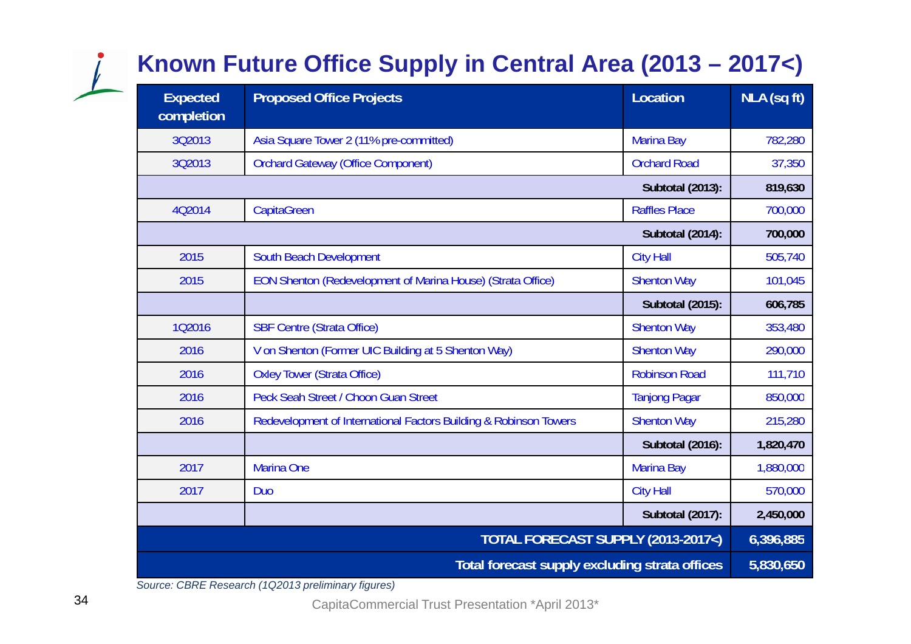# Known Future Office Supply in Central Area (2013 – 2017<)

| Expected completion | Proposed Office Projects | Location | NLA (sq ft) |
|---|---|---|---|
| 3Q2013 | Asia Square Tower 2 (11% pre-committed) | Marina Bay | 782,280 |
| 3Q2013 | Orchard Gateway (Office Component) | Orchard Road | 37,350 |
| | | **Subtotal (2013):** | **819,630** |
| 4Q2014 | CapitaGreen | Raffles Place | 700,000 |
| | | **Subtotal (2014):** | **700,000** |
| 2015 | South Beach Development | City Hall | 505,740 |
| 2015 | EON Shenton (Redevelopment of Marina House) (Strata Office) | Shenton Way | 101,045 |
| | | **Subtotal (2015):** | **606,785** |
| 1Q2016 | SBF Centre (Strata Office) | Shenton Way | 353,480 |
| 2016 | V on Shenton (Former UIC Building at 5 Shenton Way) | Shenton Way | 290,000 |
| 2016 | Oxley Tower (Strata Office) | Robinson Road | 111,710 |
| 2016 | Peck Seah Street / Choon Guan Street | Tanjong Pagar | 850,000 |
| 2016 | Redevelopment of International Factors Building & Robinson Towers | Shenton Way | 215,280 |
| | | **Subtotal (2016):** | **1,820,470** |
| 2017 | Marina One | Marina Bay | 1,880,000 |
| 2017 | Duo | City Hall | 570,000 |
| | | **Subtotal (2017):** | **2,450,000** |
| | | **TOTAL FORECAST SUPPLY (2013-2017<)** | **6,396,885** |
| | | **Total forecast supply excluding strata offices** | **5,830,650** |

*Source: CBRE Research (1Q2013 preliminary figures)*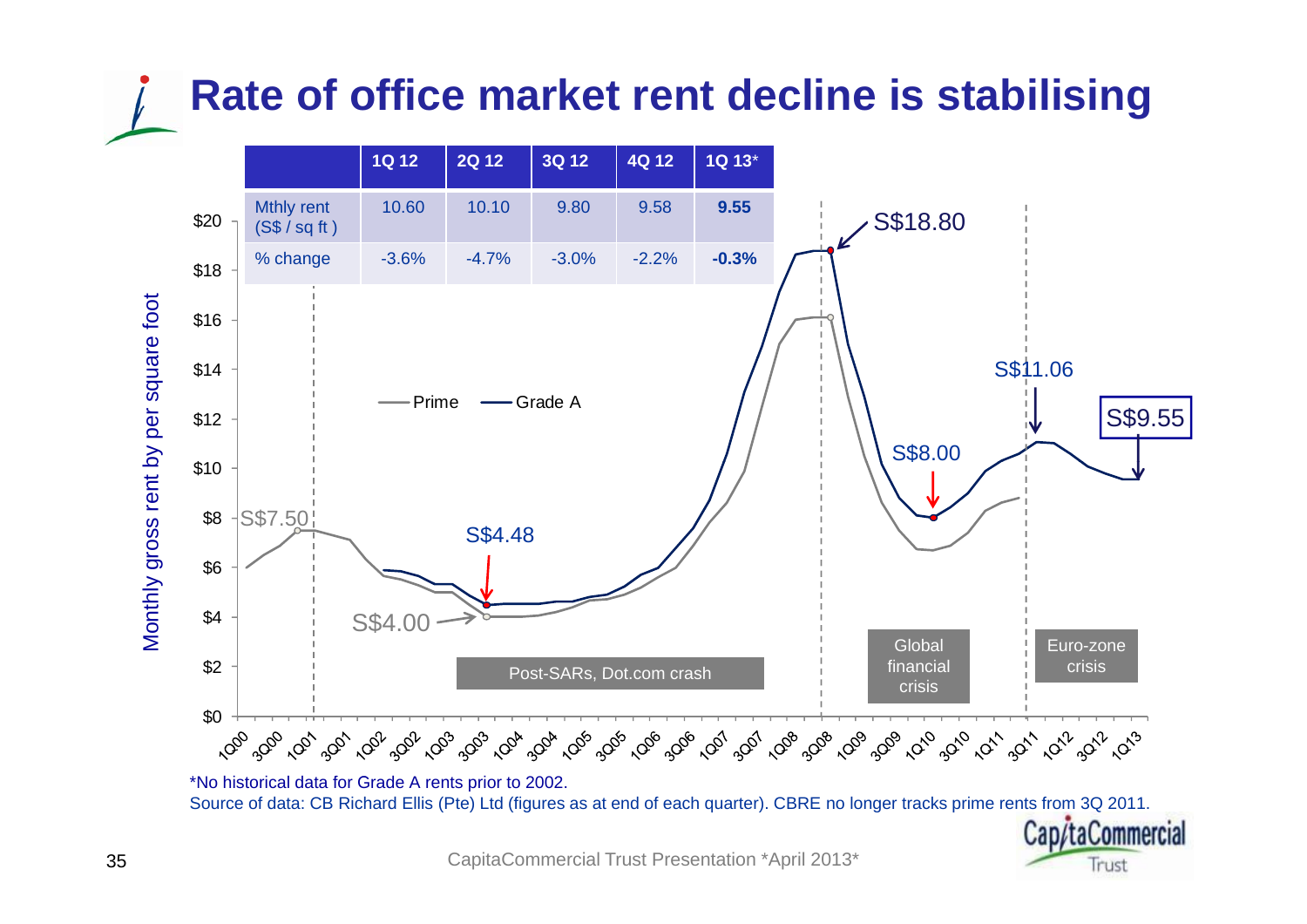# Rate of office market rent decline is stabilising

| | 1Q 12 | 2Q 12 | 3Q 12 | 4Q 12 | 1Q 13* |
|---|---|---|---|---|---|
| Mthly rent (S$ / sq ft ) | 10.60 | 10.10 | 9.80 | 9.58 | **9.55** |
| % change | -3.6% | -4.7% | -3.0% | -2.2% | **-0.3%** |

Monthly gross rent by per square foot

Prime — Grade A

S$7.50, S$4.48, S$4.00, S$18.80, S$8.00, S$11.06, S$9.55

Post-SARs, Dot.com crash

Global financial crisis

Euro-zone crisis

1Q00 3Q00 1Q01 3Q01 1Q02 3Q02 1Q03 3Q03 1Q04 3Q04 1Q05 3Q05 1Q06 3Q06 1Q07 3Q07 1Q08 3Q08 1Q09 3Q09 1Q10 3Q10 1Q11 3Q11 1Q12 3Q12 1Q13

*No historical data for Grade A rents prior to 2002.

Source of data: CB Richard Ellis (Pte) Ltd (figures as at end of each quarter). CBRE no longer tracks prime rents from 3Q 2011.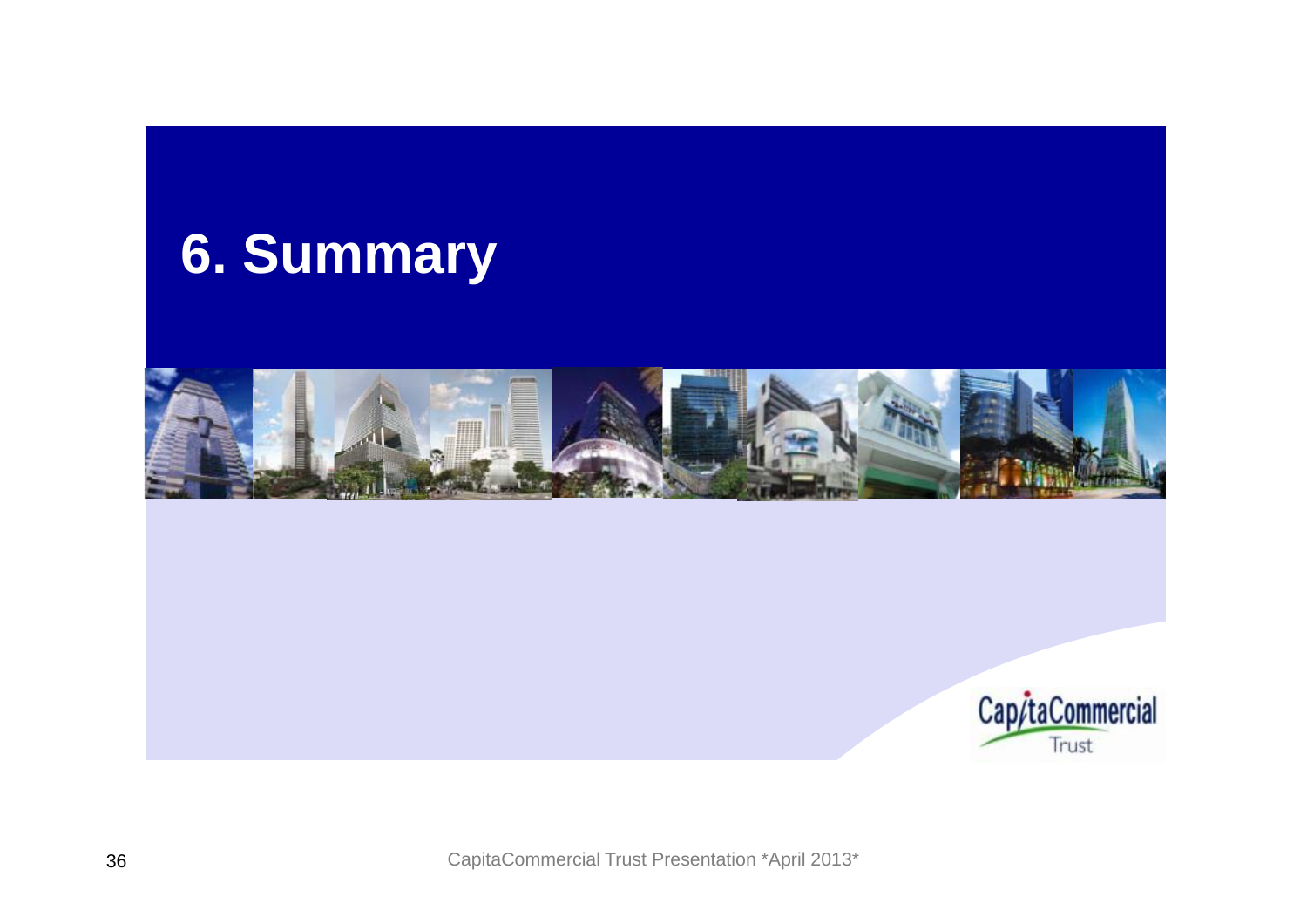# 6. Summary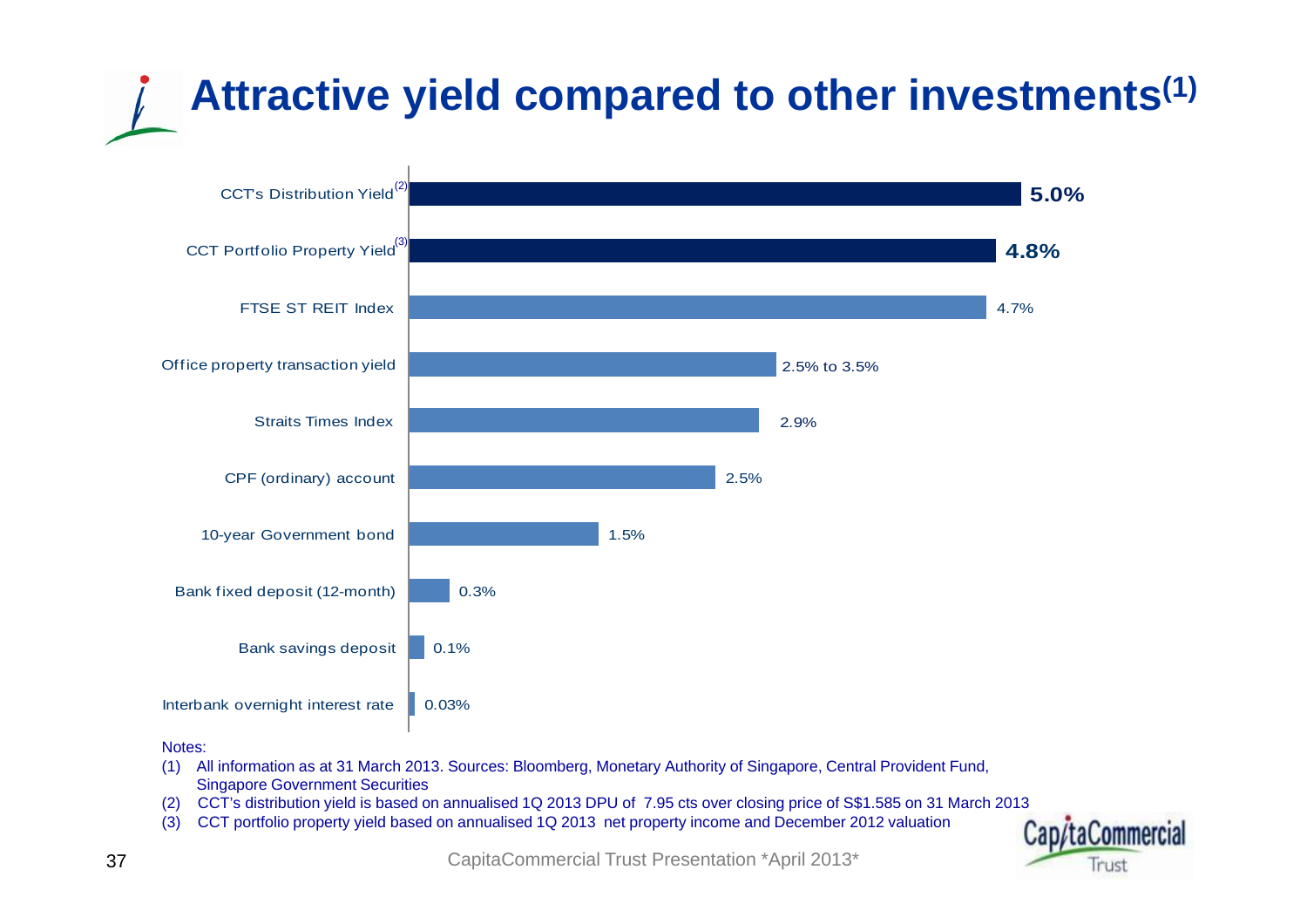# Attractive yield compared to other investments[1]

| Investment | Yield |
|---|---|
| CCT's Distribution Yield[2] | **5.0%** |
| CCT Portfolio Property Yield[3] | **4.8%** |
| FTSE ST REIT Index | 4.7% |
| Office property transaction yield | 2.5% to 3.5% |
| Straits Times Index | 2.9% |
| CPF (ordinary) account | 2.5% |
| 10-year Government bond | 1.5% |
| Bank fixed deposit (12-month) | 0.3% |
| Bank savings deposit | 0.1% |
| Interbank overnight interest rate | 0.03% |

Notes:

(1) All information as at 31 March 2013. Sources: Bloomberg, Monetary Authority of Singapore, Central Provident Fund, Singapore Government Securities

(2) CCT's distribution yield is based on annualised 1Q 2013 DPU of 7.95 cts over closing price of S$1.585 on 31 March 2013

(3) CCT portfolio property yield based on annualised 1Q 2013 net property income and December 2012 valuation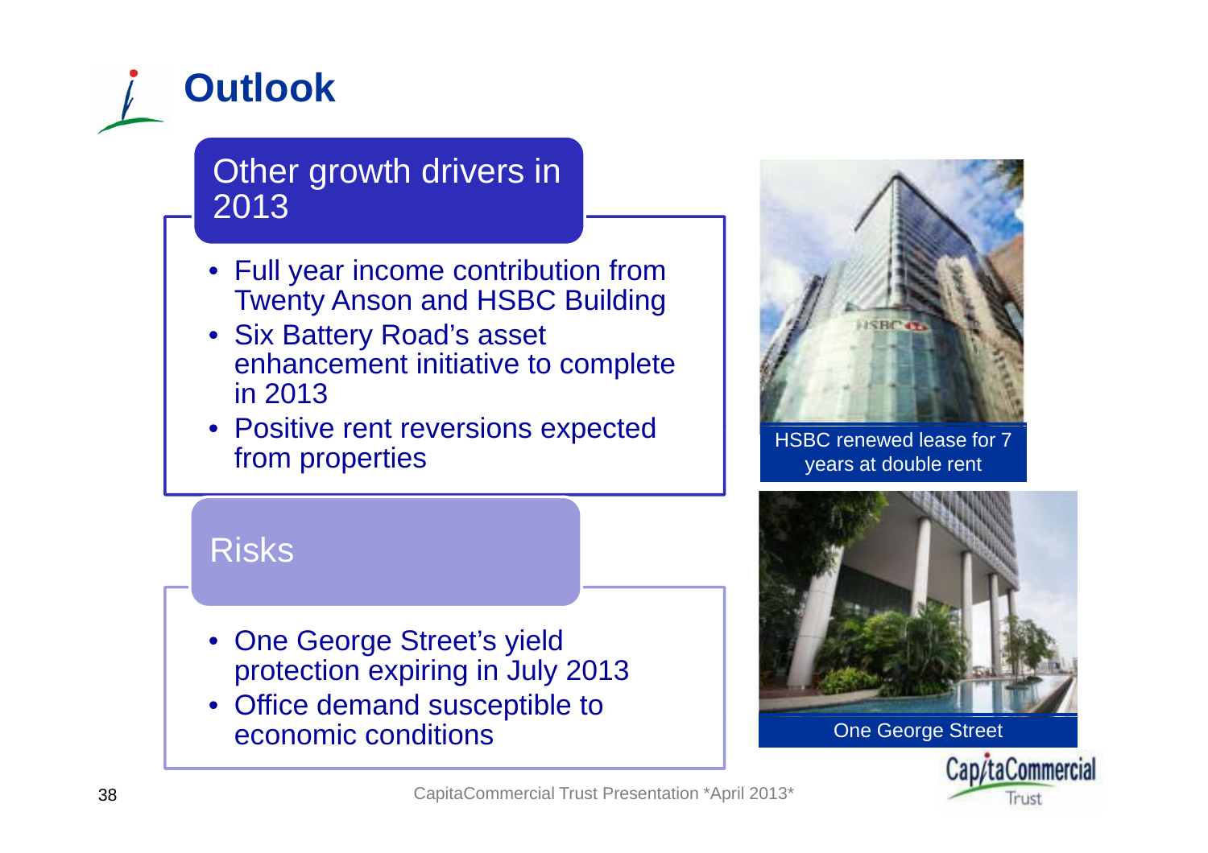# Outlook

## Other growth drivers in 2013

- Full year income contribution from Twenty Anson and HSBC Building
- Six Battery Road's asset enhancement initiative to complete in 2013
- Positive rent reversions expected from properties

## Risks

- One George Street's yield protection expiring in July 2013
- Office demand susceptible to economic conditions

HSBC renewed lease for 7 years at double rent

One George Street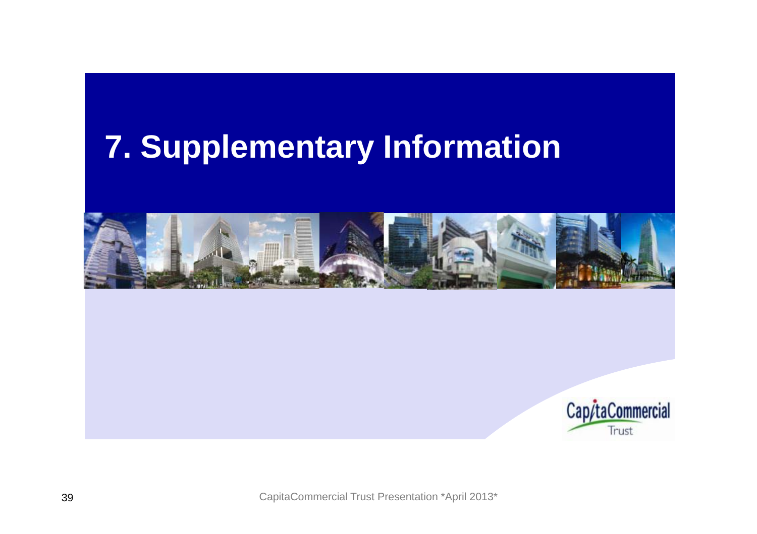# 7. Supplementary Information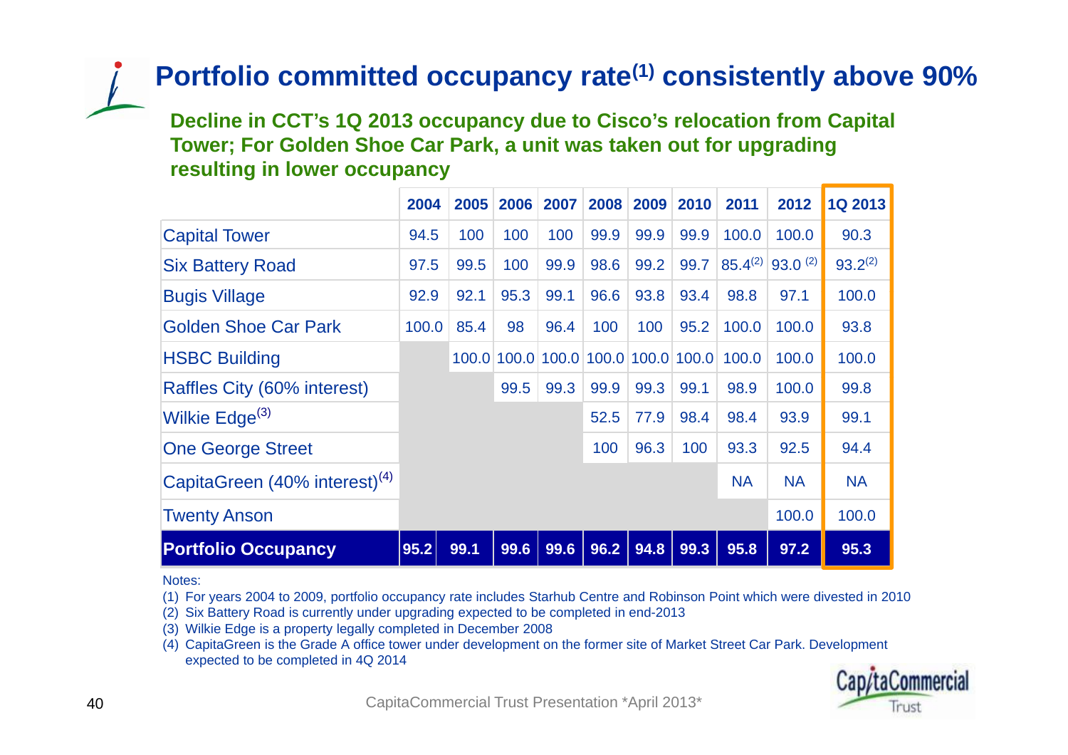# Portfolio committed occupancy rate[1] consistently above 90%

**Decline in CCT's 1Q 2013 occupancy due to Cisco's relocation from Capital Tower; For Golden Shoe Car Park, a unit was taken out for upgrading resulting in lower occupancy**

| | 2004 | 2005 | 2006 | 2007 | 2008 | 2009 | 2010 | 2011 | 2012 | 1Q 2013 |
|---|---|---|---|---|---|---|---|---|---|---|
| Capital Tower | 94.5 | 100 | 100 | 100 | 99.9 | 99.9 | 99.9 | 100.0 | 100.0 | 90.3 |
| Six Battery Road | 97.5 | 99.5 | 100 | 99.9 | 98.6 | 99.2 | 99.7 | 85.4[2] | 93.0 [2] | 93.2[2] |
| Bugis Village | 92.9 | 92.1 | 95.3 | 99.1 | 96.6 | 93.8 | 93.4 | 98.8 | 97.1 | 100.0 |
| Golden Shoe Car Park | 100.0 | 85.4 | 98 | 96.4 | 100 | 100 | 95.2 | 100.0 | 100.0 | 93.8 |
| HSBC Building | | 100.0 | 100.0 | 100.0 | 100.0 | 100.0 | 100.0 | 100.0 | 100.0 | 100.0 |
| Raffles City (60% interest) | | | 99.5 | 99.3 | 99.9 | 99.3 | 99.1 | 98.9 | 100.0 | 99.8 |
| Wilkie Edge[3] | | | | | 52.5 | 77.9 | 98.4 | 98.4 | 93.9 | 99.1 |
| One George Street | | | | | 100 | 96.3 | 100 | 93.3 | 92.5 | 94.4 |
| CapitaGreen (40% interest)[4] | | | | | | | | NA | NA | NA |
| Twenty Anson | | | | | | | | | 100.0 | 100.0 |
| **Portfolio Occupancy** | **95.2** | **99.1** | **99.6** | **99.6** | **96.2** | **94.8** | **99.3** | **95.8** | **97.2** | **95.3** |

Notes:

(1) For years 2004 to 2009, portfolio occupancy rate includes Starhub Centre and Robinson Point which were divested in 2010

(2) Six Battery Road is currently under upgrading expected to be completed in end-2013

(3) Wilkie Edge is a property legally completed in December 2008

(4) CapitaGreen is the Grade A office tower under development on the former site of Market Street Car Park. Development expected to be completed in 4Q 2014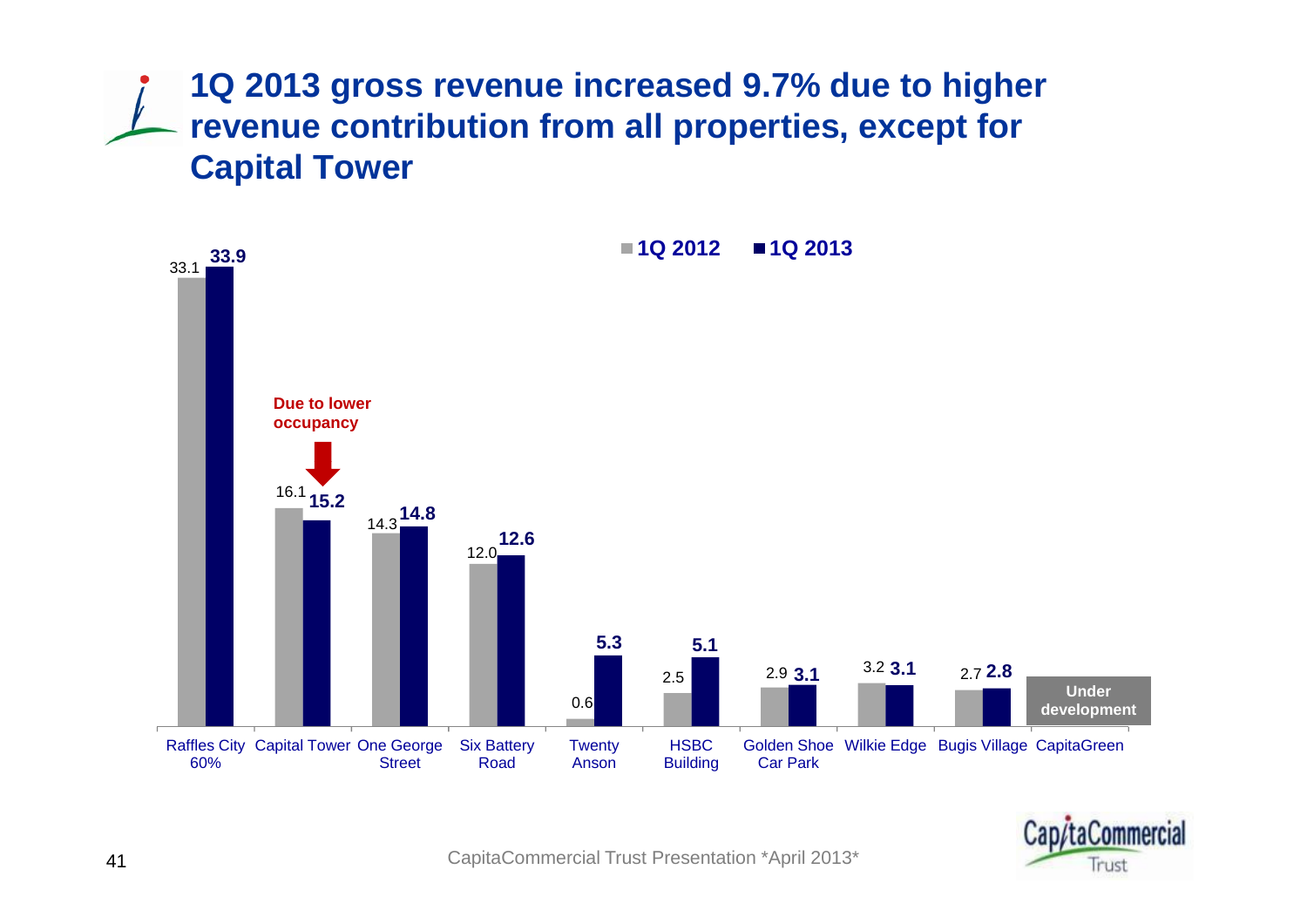# 1Q 2013 gross revenue increased 9.7% due to higher revenue contribution from all properties, except for Capital Tower

| Property | 1Q 2012 | 1Q 2013 |
|---|---|---|
| Raffles City 60% | 33.1 | 33.9 |
| Capital Tower | 16.1 | 15.2 |
| One George Street | 14.3 | 14.8 |
| Six Battery Road | 12.0 | 12.6 |
| Twenty Anson | 0.6 | 5.3 |
| HSBC Building | 2.5 | 5.1 |
| Golden Shoe Car Park | 2.9 | 3.1 |
| Wilkie Edge | 3.2 | 3.1 |
| Bugis Village | 2.7 | 2.8 |
| CapitaGreen | Under development | |

**Due to lower occupancy** (Capital Tower)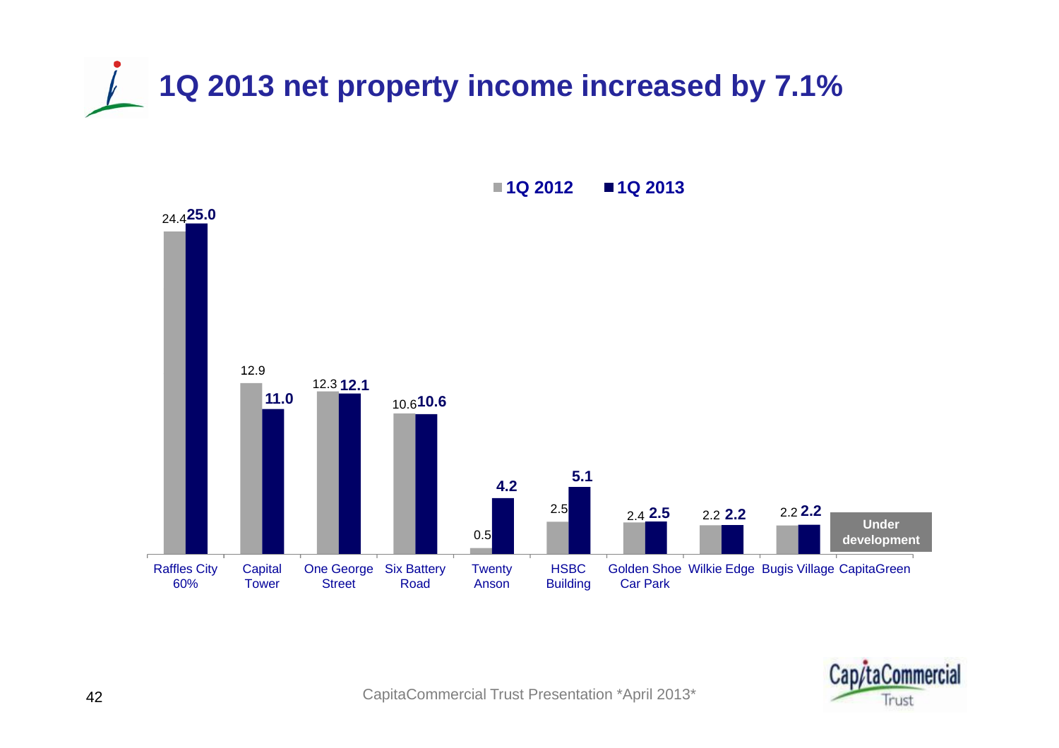# 1Q 2013 net property income increased by 7.1%

| Property | 1Q 2012 | 1Q 2013 |
|---|---|---|
| Raffles City 60% | 24.4 | 25.0 |
| Capital Tower | 12.9 | 11.0 |
| One George Street | 12.3 | 12.1 |
| Six Battery Road | 10.6 | 10.6 |
| Twenty Anson | 0.5 | 4.2 |
| HSBC Building | 2.5 | 5.1 |
| Golden Shoe Car Park | 2.4 | 2.5 |
| Wilkie Edge | 2.2 | 2.2 |
| Bugis Village | 2.2 | 2.2 |
| CapitaGreen | Under development | |

CapitaCommercial Trust Presentation *April 2013*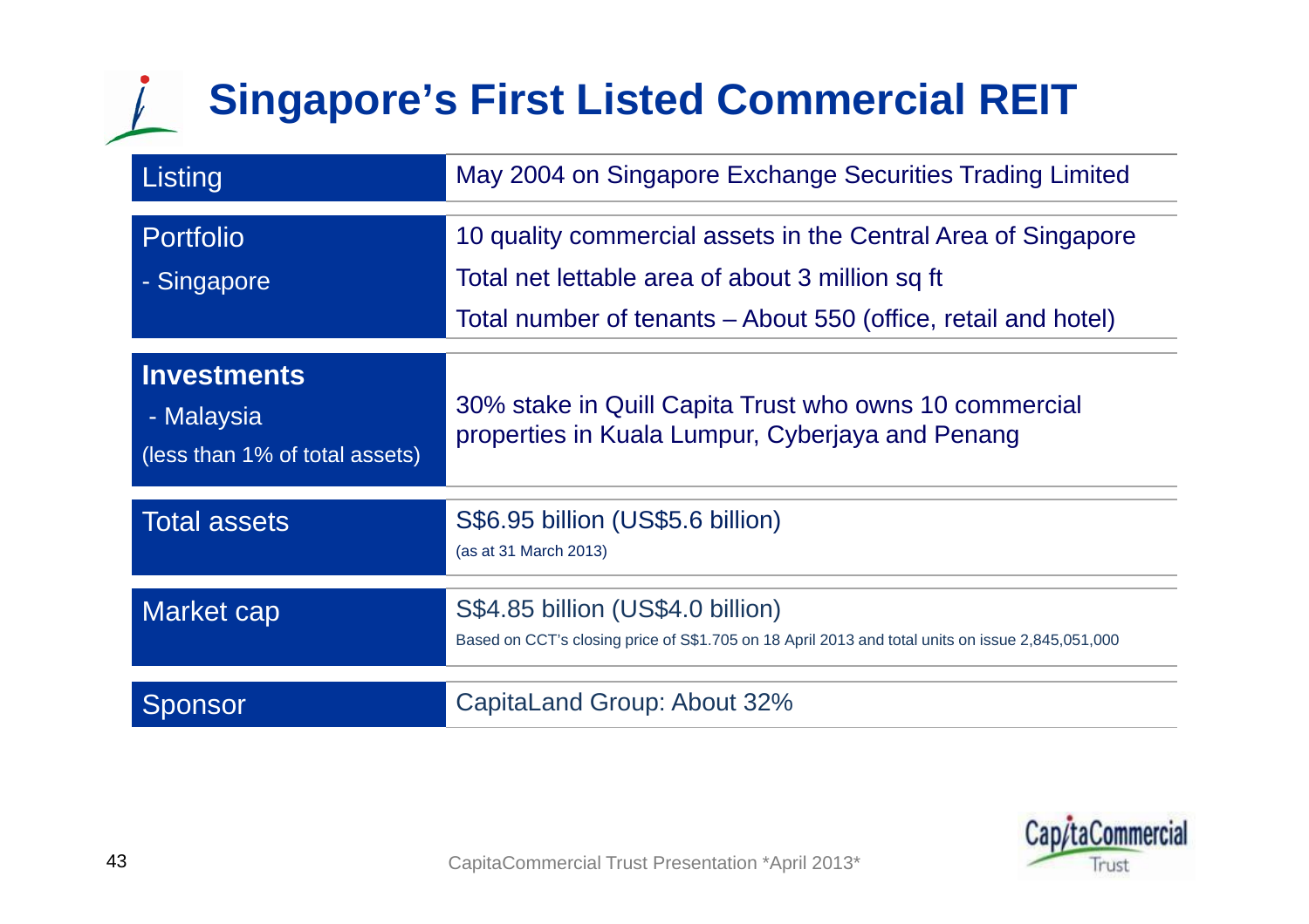# Singapore's First Listed Commercial REIT

| | |
|---|---|
| Listing | May 2004 on Singapore Exchange Securities Trading Limited |
| Portfolio<br>- Singapore | 10 quality commercial assets in the Central Area of Singapore<br>Total net lettable area of about 3 million sq ft<br>Total number of tenants – About 550 (office, retail and hotel) |
| **Investments**<br>- Malaysia<br>(less than 1% of total assets) | 30% stake in Quill Capita Trust who owns 10 commercial properties in Kuala Lumpur, Cyberjaya and Penang |
| Total assets | S$6.95 billion (US$5.6 billion)<br>(as at 31 March 2013) |
| Market cap | S$4.85 billion (US$4.0 billion)<br>Based on CCT's closing price of S$1.705 on 18 April 2013 and total units on issue 2,845,051,000 |
| Sponsor | CapitaLand Group: About 32% |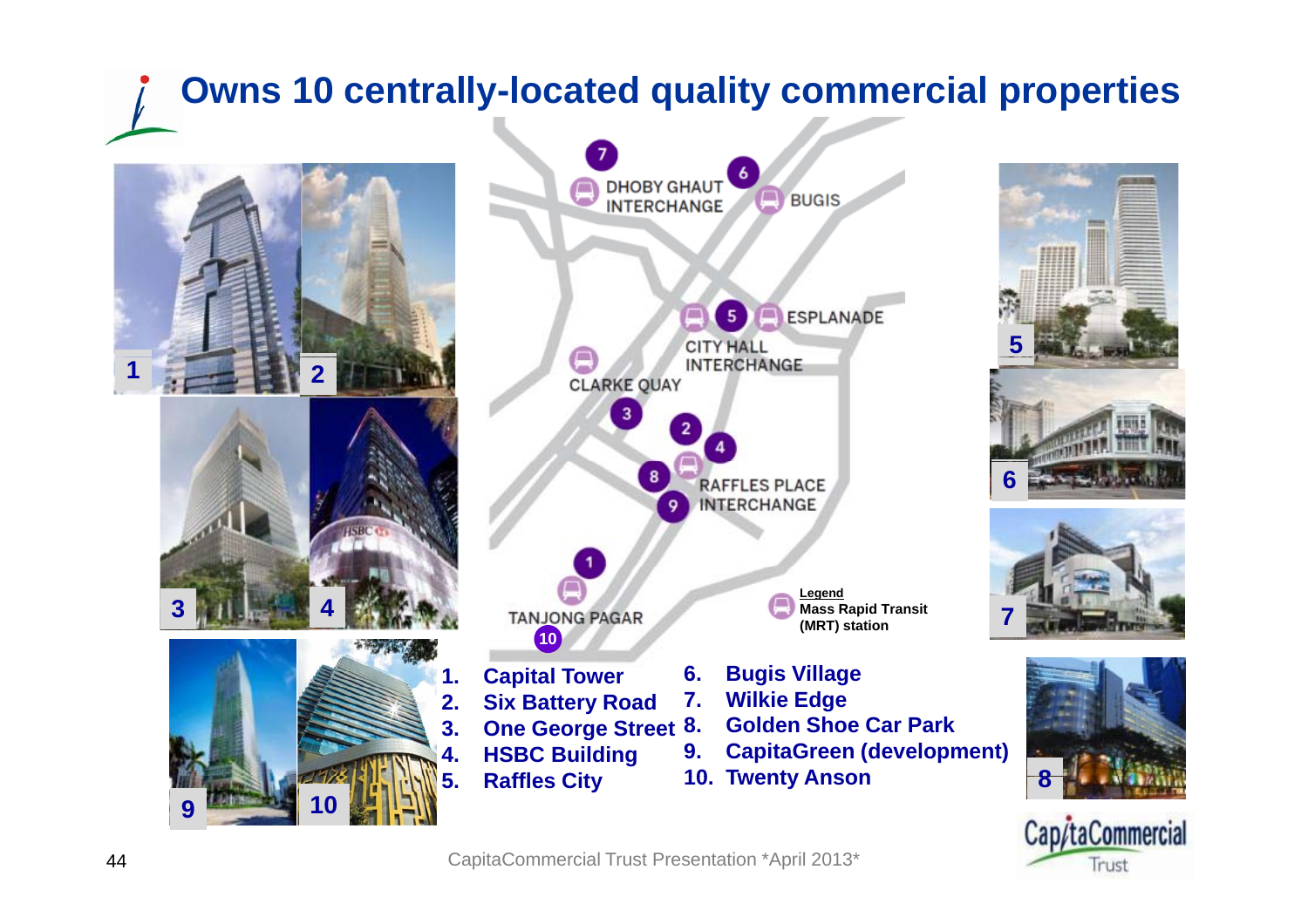# Owns 10 centrally-located quality commercial properties

DHOBY GHAUT INTERCHANGE, BUGIS, ESPLANADE, CITY HALL INTERCHANGE, CLARKE QUAY, RAFFLES PLACE INTERCHANGE, TANJONG PAGAR

Legend
Mass Rapid Transit (MRT) station

1. Capital Tower
2. Six Battery Road
3. One George Street
4. HSBC Building
5. Raffles City
6. Bugis Village
7. Wilkie Edge
8. Golden Shoe Car Park
9. CapitaGreen (development)
10. Twenty Anson

CapitaCommercial Trust Presentation \*April 2013\*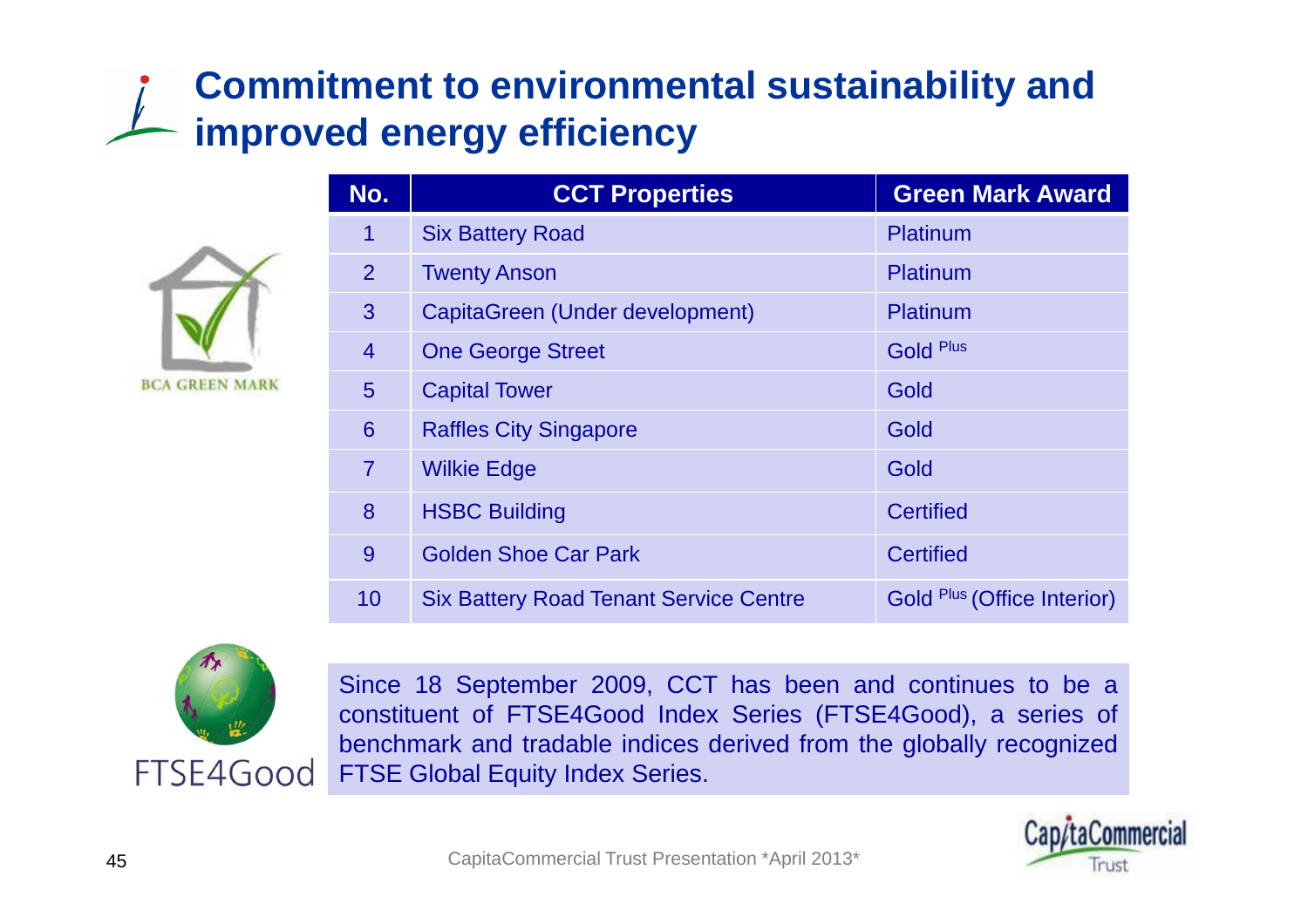# Commitment to environmental sustainability and improved energy efficiency

| No. | CCT Properties | Green Mark Award |
| --- | --- | --- |
| 1 | Six Battery Road | Platinum |
| 2 | Twenty Anson | Platinum |
| 3 | CapitaGreen (Under development) | Platinum |
| 4 | One George Street | Gold Plus |
| 5 | Capital Tower | Gold |
| 6 | Raffles City Singapore | Gold |
| 7 | Wilkie Edge | Gold |
| 8 | HSBC Building | Certified |
| 9 | Golden Shoe Car Park | Certified |
| 10 | Six Battery Road Tenant Service Centre | Gold Plus (Office Interior) |

Since 18 September 2009, CCT has been and continues to be a constituent of FTSE4Good Index Series (FTSE4Good), a series of benchmark and tradable indices derived from the globally recognized FTSE Global Equity Index Series.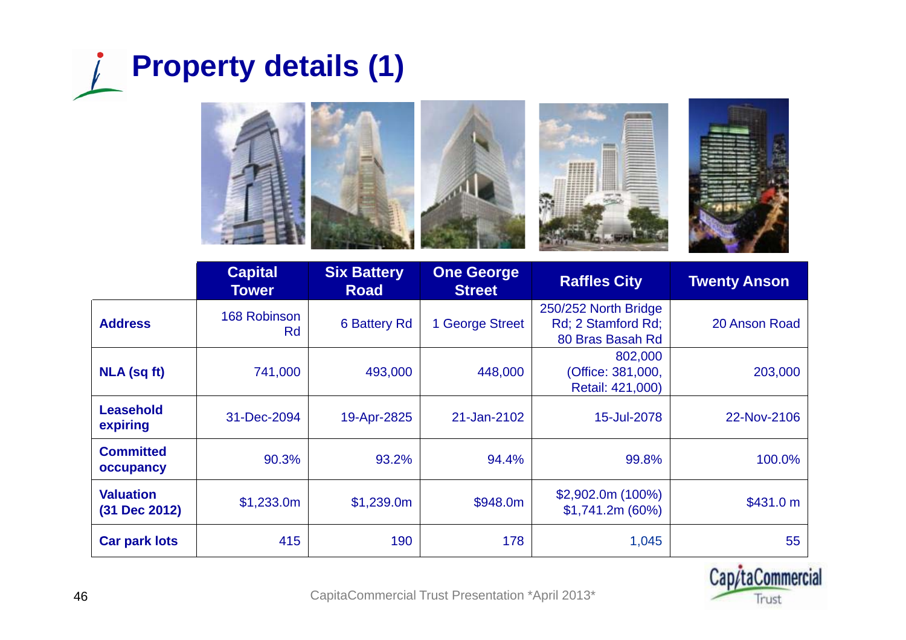# Property details (1)

| | Capital Tower | Six Battery Road | One George Street | Raffles City | Twenty Anson |
|---|---|---|---|---|---|
| **Address** | 168 Robinson Rd | 6 Battery Rd | 1 George Street | 250/252 North Bridge Rd; 2 Stamford Rd; 80 Bras Basah Rd | 20 Anson Road |
| **NLA (sq ft)** | 741,000 | 493,000 | 448,000 | 802,000 (Office: 381,000, Retail: 421,000) | 203,000 |
| **Leasehold expiring** | 31-Dec-2094 | 19-Apr-2825 | 21-Jan-2102 | 15-Jul-2078 | 22-Nov-2106 |
| **Committed occupancy** | 90.3% | 93.2% | 94.4% | 99.8% | 100.0% |
| **Valuation (31 Dec 2012)** | $1,233.0m | $1,239.0m | $948.0m | $2,902.0m (100%) $1,741.2m (60%) | $431.0 m |
| **Car park lots** | 415 | 190 | 178 | 1,045 | 55 |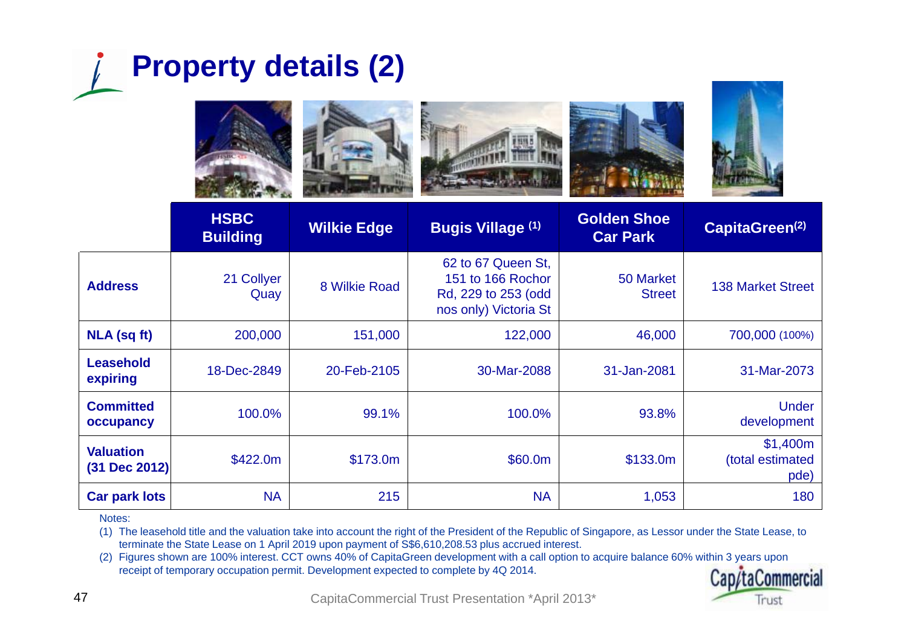# Property details (2)

| | HSBC Building | Wilkie Edge | Bugis Village [1] | Golden Shoe Car Park | CapitaGreen[2] |
|---|---|---|---|---|---|
| **Address** | 21 Collyer Quay | 8 Wilkie Road | 62 to 67 Queen St, 151 to 166 Rochor Rd, 229 to 253 (odd nos only) Victoria St | 50 Market Street | 138 Market Street |
| **NLA (sq ft)** | 200,000 | 151,000 | 122,000 | 46,000 | 700,000 (100%) |
| **Leasehold expiring** | 18-Dec-2849 | 20-Feb-2105 | 30-Mar-2088 | 31-Jan-2081 | 31-Mar-2073 |
| **Committed occupancy** | 100.0% | 99.1% | 100.0% | 93.8% | Under development |
| **Valuation (31 Dec 2012)** | $422.0m | $173.0m | $60.0m | $133.0m | $1,400m (total estimated pde) |
| **Car park lots** | NA | 215 | NA | 1,053 | 180 |

Notes:

(1) The leasehold title and the valuation take into account the right of the President of the Republic of Singapore, as Lessor under the State Lease, to terminate the State Lease on 1 April 2019 upon payment of S$6,610,208.53 plus accrued interest.

(2) Figures shown are 100% interest. CCT owns 40% of CapitaGreen development with a call option to acquire balance 60% within 3 years upon receipt of temporary occupation permit. Development expected to complete by 4Q 2014.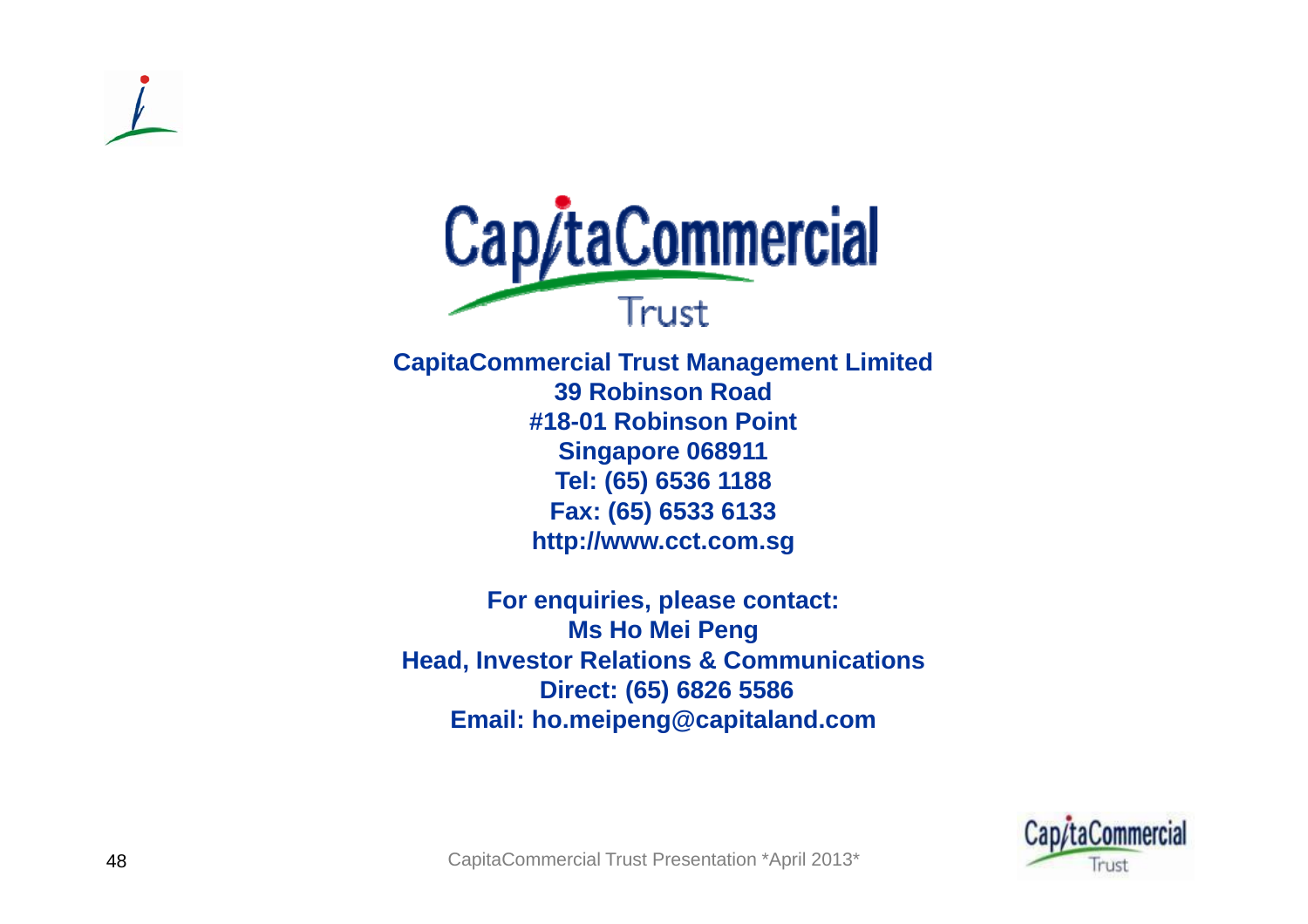**CapitaCommercial Trust Management Limited**
**39 Robinson Road**
**#18-01 Robinson Point**
**Singapore 068911**
**Tel: (65) 6536 1188**
**Fax: (65) 6533 6133**
**http://www.cct.com.sg**

**For enquiries, please contact:**
**Ms Ho Mei Peng**
**Head, Investor Relations & Communications**
**Direct: (65) 6826 5586**
**Email: ho.meipeng@capitaland.com**